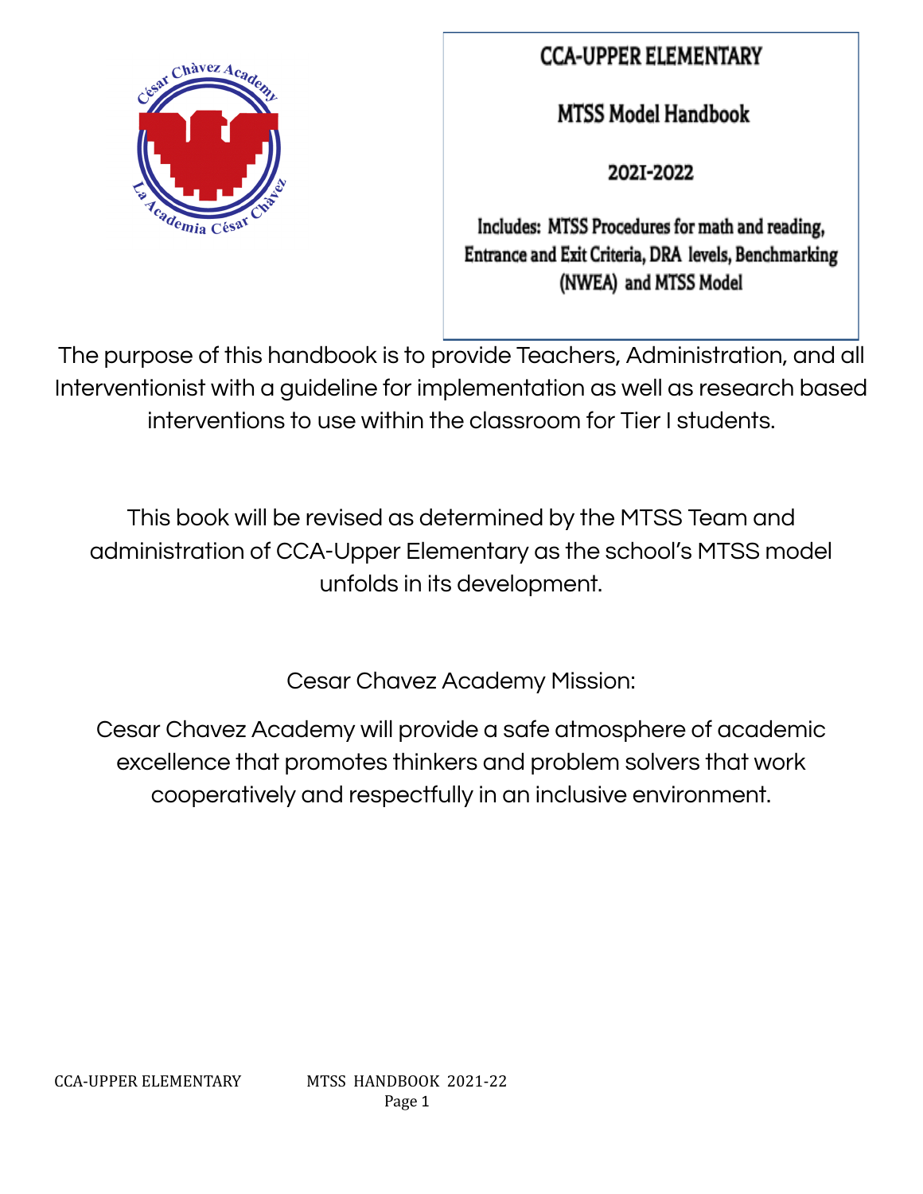# CCA-UPPER ELEMENTARY

## MTSS Model Handbook

## 2021-2022

**Includes: MTSS Procedures for math and reading, Entrance and Exit Criteria, DRA levels, Benchmarking (NWEA) and MTSS Model**

The purpose of this handbook is to provide Teachers, Administration, and all Interventionist with a guideline for implementation as well as research based interventions to use within the classroom for Tier I students.

This book will be revised as determined by the MTSS Team and administration of CCA-Upper Elementary as the school's MTSS model unfolds in its development.

Cesar Chavez Academy Mission:

Cesar Chavez Academy will provide a safe atmosphere of academic excellence that promotes thinkers and problem solvers that work cooperatively and respectfully in an inclusive environment.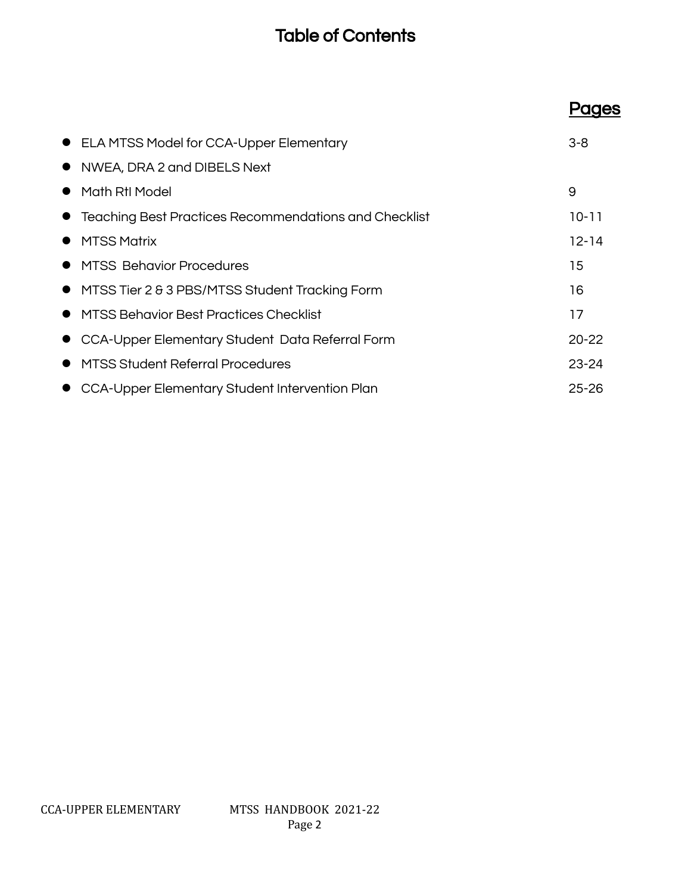# Table of Contents

| | Pages |
|---|---|
| ELA MTSS Model for CCA-Upper Elementary | 3-8 |
| NWEA, DRA 2 and DIBELS Next | |
| Math RtI Model | 9 |
| Teaching Best Practices Recommendations and Checklist | 10-11 |
| MTSS Matrix | 12-14 |
| MTSS Behavior Procedures | 15 |
| MTSS Tier 2 & 3 PBS/MTSS Student Tracking Form | 16 |
| MTSS Behavior Best Practices Checklist | 17 |
| CCA-Upper Elementary Student Data Referral Form | 20-22 |
| MTSS Student Referral Procedures | 23-24 |
| CCA-Upper Elementary Student Intervention Plan | 25-26 |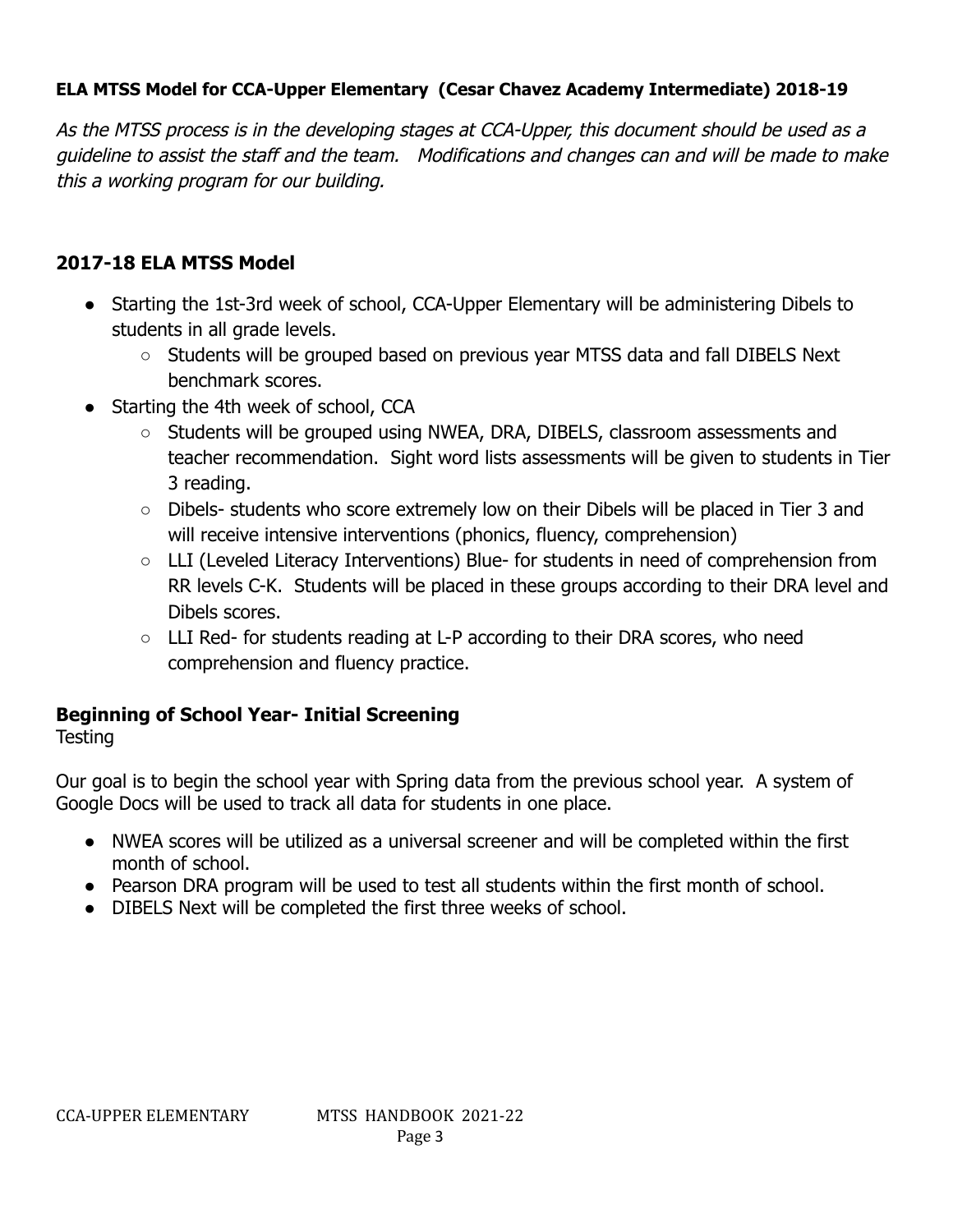**ELA MTSS Model for CCA-Upper Elementary (Cesar Chavez Academy Intermediate) 2018-19**

*As the MTSS process is in the developing stages at CCA-Upper, this document should be used as a guideline to assist the staff and the team. Modifications and changes can and will be made to make this a working program for our building.*

## 2017-18 ELA MTSS Model

- Starting the 1st-3rd week of school, CCA-Upper Elementary will be administering Dibels to students in all grade levels.
  - Students will be grouped based on previous year MTSS data and fall DIBELS Next benchmark scores.
- Starting the 4th week of school, CCA
  - Students will be grouped using NWEA, DRA, DIBELS, classroom assessments and teacher recommendation. Sight word lists assessments will be given to students in Tier 3 reading.
  - Dibels- students who score extremely low on their Dibels will be placed in Tier 3 and will receive intensive interventions (phonics, fluency, comprehension)
  - LLI (Leveled Literacy Interventions) Blue- for students in need of comprehension from RR levels C-K. Students will be placed in these groups according to their DRA level and Dibels scores.
  - LLI Red- for students reading at L-P according to their DRA scores, who need comprehension and fluency practice.

## Beginning of School Year- Initial Screening

Testing

Our goal is to begin the school year with Spring data from the previous school year. A system of Google Docs will be used to track all data for students in one place.

- NWEA scores will be utilized as a universal screener and will be completed within the first month of school.
- Pearson DRA program will be used to test all students within the first month of school.
- DIBELS Next will be completed the first three weeks of school.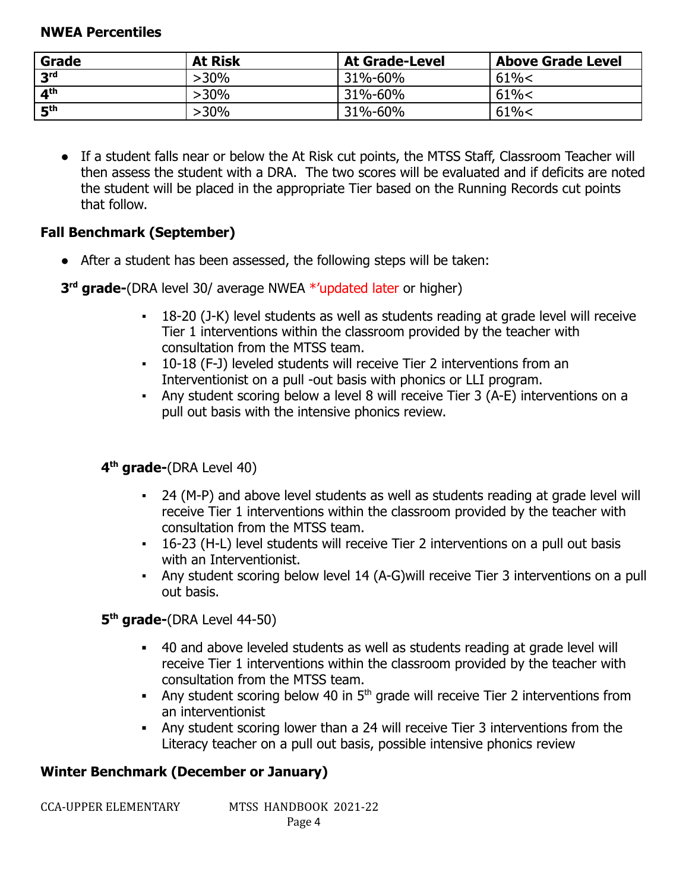**NWEA Percentiles**

| Grade | At Risk | At Grade-Level | Above Grade Level |
| --- | --- | --- | --- |
| 3rd | >30% | 31%-60% | 61%< |
| 4th | >30% | 31%-60% | 61%< |
| 5th | >30% | 31%-60% | 61%< |

- If a student falls near or below the At Risk cut points, the MTSS Staff, Classroom Teacher will then assess the student with a DRA. The two scores will be evaluated and if deficits are noted the student will be placed in the appropriate Tier based on the Running Records cut points that follow.

### Fall Benchmark (September)

- After a student has been assessed, the following steps will be taken:

**3rd grade-**(DRA level 30/ average NWEA *'updated later or higher)

- 18-20 (J-K) level students as well as students reading at grade level will receive Tier 1 interventions within the classroom provided by the teacher with consultation from the MTSS team.
- 10-18 (F-J) leveled students will receive Tier 2 interventions from an Interventionist on a pull -out basis with phonics or LLI program.
- Any student scoring below a level 8 will receive Tier 3 (A-E) interventions on a pull out basis with the intensive phonics review.

**4th grade-**(DRA Level 40)

- 24 (M-P) and above level students as well as students reading at grade level will receive Tier 1 interventions within the classroom provided by the teacher with consultation from the MTSS team.
- 16-23 (H-L) level students will receive Tier 2 interventions on a pull out basis with an Interventionist.
- Any student scoring below level 14 (A-G)will receive Tier 3 interventions on a pull out basis.

**5th grade-**(DRA Level 44-50)

- 40 and above leveled students as well as students reading at grade level will receive Tier 1 interventions within the classroom provided by the teacher with consultation from the MTSS team.
- Any student scoring below 40 in 5th grade will receive Tier 2 interventions from an interventionist
- Any student scoring lower than a 24 will receive Tier 3 interventions from the Literacy teacher on a pull out basis, possible intensive phonics review

### Winter Benchmark (December or January)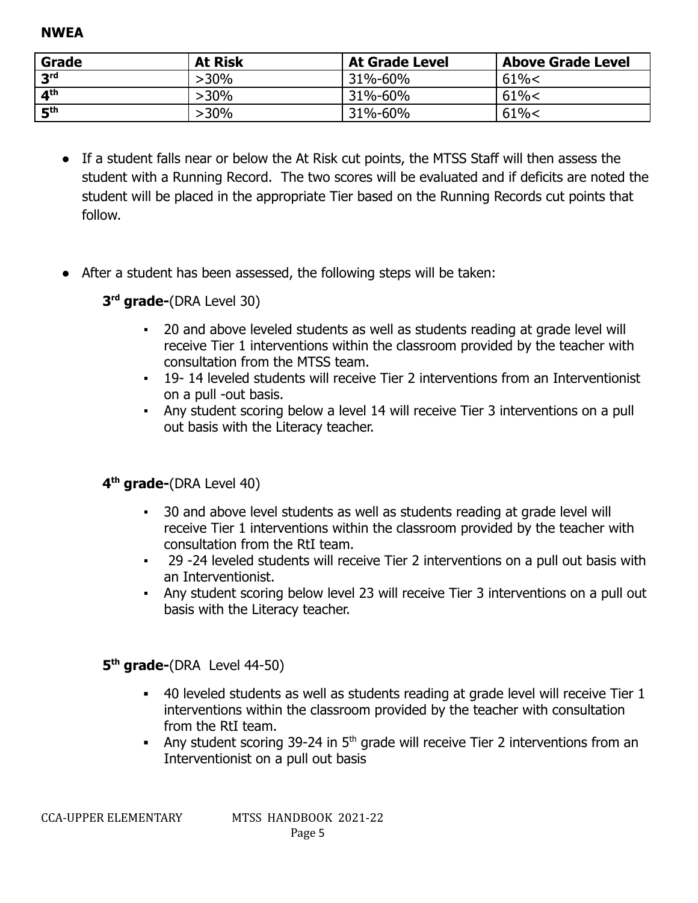**NWEA**

| Grade | At Risk | At Grade Level | Above Grade Level |
| --- | --- | --- | --- |
| 3rd | >30% | 31%-60% | 61%< |
| 4th | >30% | 31%-60% | 61%< |
| 5th | >30% | 31%-60% | 61%< |

- If a student falls near or below the At Risk cut points, the MTSS Staff will then assess the student with a Running Record. The two scores will be evaluated and if deficits are noted the student will be placed in the appropriate Tier based on the Running Records cut points that follow.

- After a student has been assessed, the following steps will be taken:

**3rd grade-**(DRA Level 30)

- 20 and above leveled students as well as students reading at grade level will receive Tier 1 interventions within the classroom provided by the teacher with consultation from the MTSS team.
- 19- 14 leveled students will receive Tier 2 interventions from an Interventionist on a pull -out basis.
- Any student scoring below a level 14 will receive Tier 3 interventions on a pull out basis with the Literacy teacher.

**4th grade-**(DRA Level 40)

- 30 and above level students as well as students reading at grade level will receive Tier 1 interventions within the classroom provided by the teacher with consultation from the RtI team.
- 29 -24 leveled students will receive Tier 2 interventions on a pull out basis with an Interventionist.
- Any student scoring below level 23 will receive Tier 3 interventions on a pull out basis with the Literacy teacher.

**5th grade-**(DRA Level 44-50)

- 40 leveled students as well as students reading at grade level will receive Tier 1 interventions within the classroom provided by the teacher with consultation from the RtI team.
- Any student scoring 39-24 in 5th grade will receive Tier 2 interventions from an Interventionist on a pull out basis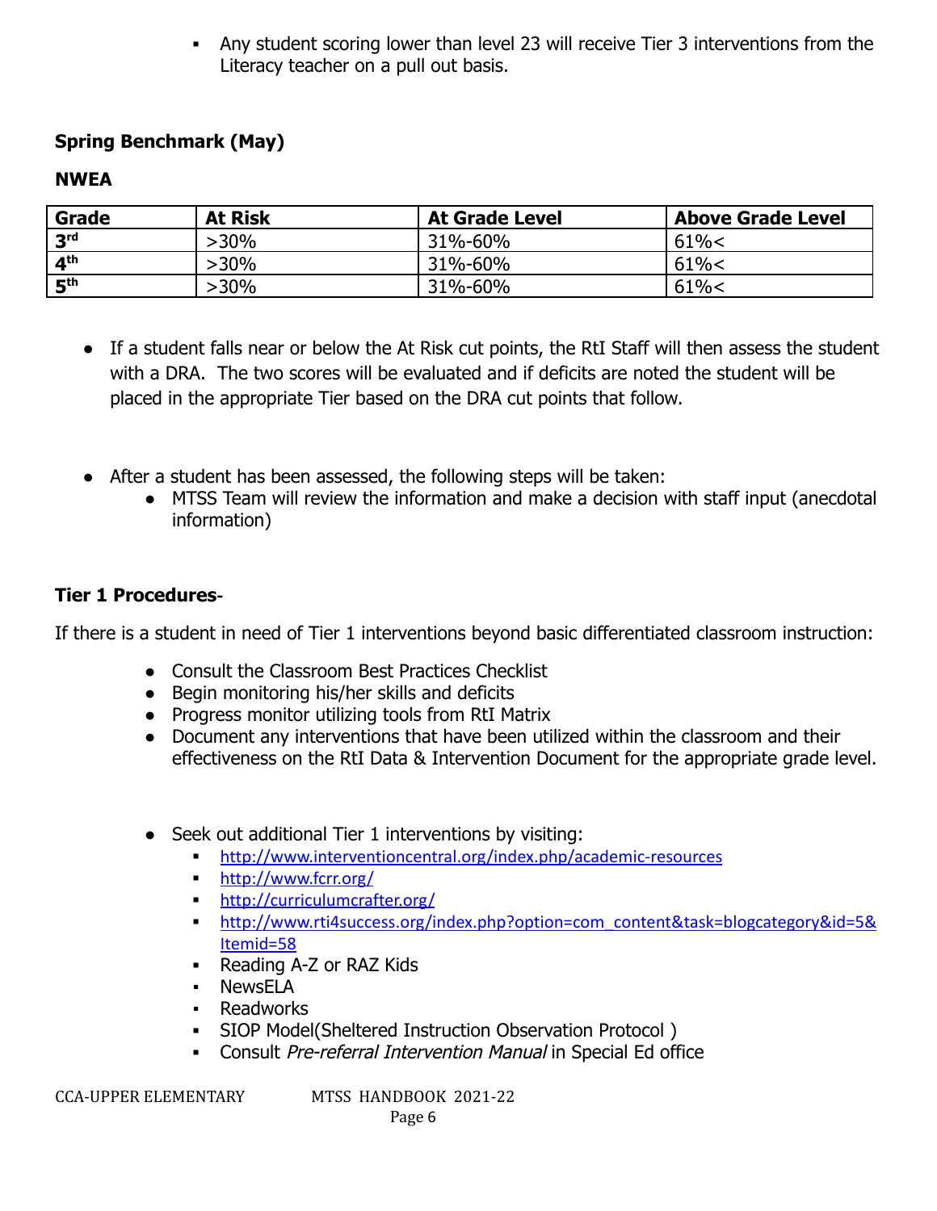- Any student scoring lower than level 23 will receive Tier 3 interventions from the Literacy teacher on a pull out basis.

**Spring Benchmark (May)**

**NWEA**

| Grade | At Risk | At Grade Level | Above Grade Level |
|---|---|---|---|
| 3rd | >30% | 31%-60% | 61%< |
| 4th | >30% | 31%-60% | 61%< |
| 5th | >30% | 31%-60% | 61%< |

- If a student falls near or below the At Risk cut points, the RtI Staff will then assess the student with a DRA. The two scores will be evaluated and if deficits are noted the student will be placed in the appropriate Tier based on the DRA cut points that follow.

- After a student has been assessed, the following steps will be taken:
  - MTSS Team will review the information and make a decision with staff input (anecdotal information)

**Tier 1 Procedures-**

If there is a student in need of Tier 1 interventions beyond basic differentiated classroom instruction:

- Consult the Classroom Best Practices Checklist
- Begin monitoring his/her skills and deficits
- Progress monitor utilizing tools from RtI Matrix
- Document any interventions that have been utilized within the classroom and their effectiveness on the RtI Data & Intervention Document for the appropriate grade level.

- Seek out additional Tier 1 interventions by visiting:
  - http://www.interventioncentral.org/index.php/academic-resources
  - http://www.fcrr.org/
  - http://curriculumcrafter.org/
  - http://www.rti4success.org/index.php?option=com_content&task=blogcategory&id=5&Itemid=58
  - Reading A-Z or RAZ Kids
  - NewsELA
  - Readworks
  - SIOP Model(Sheltered Instruction Observation Protocol )
  - Consult *Pre-referral Intervention Manual* in Special Ed office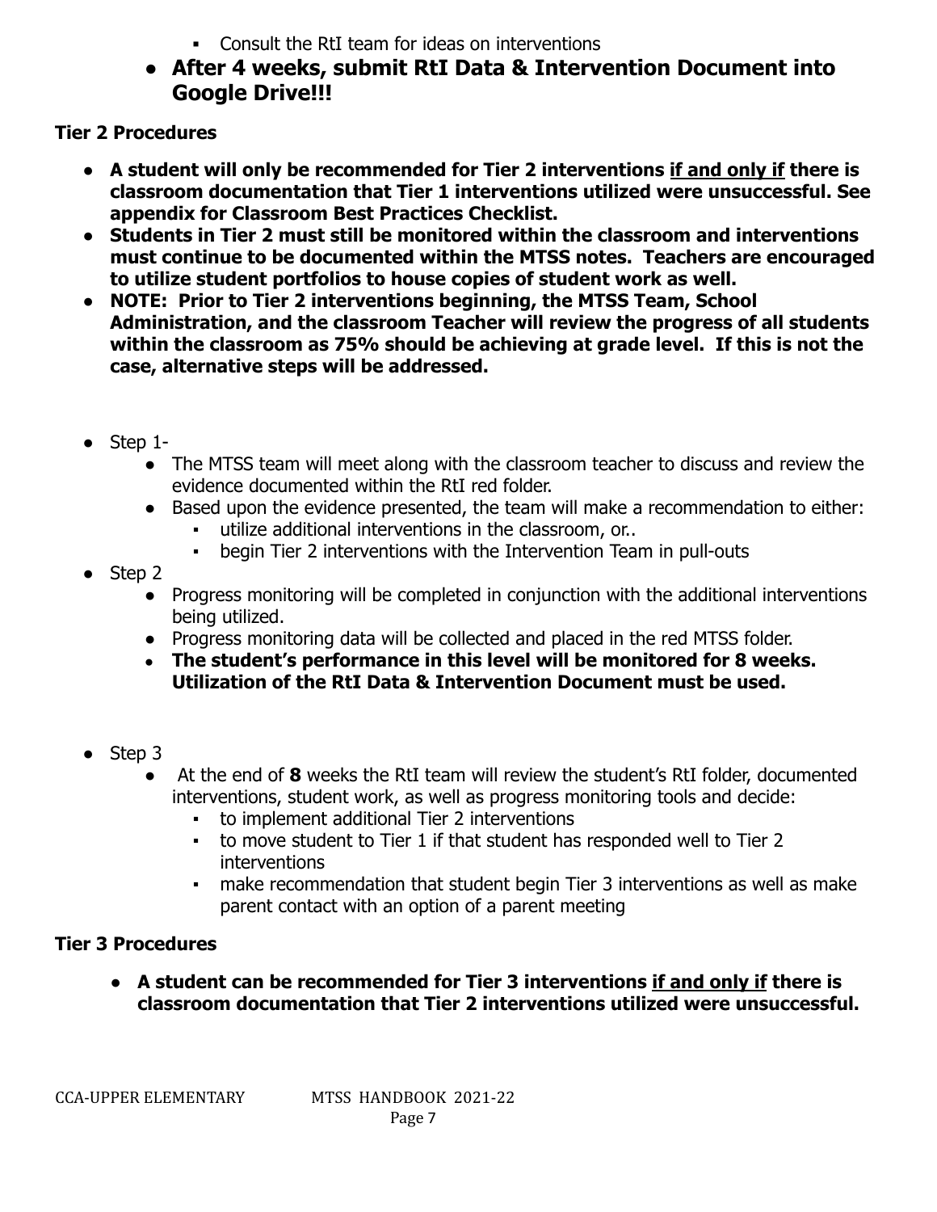- Consult the RtI team for ideas on interventions
- **After 4 weeks, submit RtI Data & Intervention Document into Google Drive!!!**

**Tier 2 Procedures**

- **A student will only be recommended for Tier 2 interventions <u>if and only if</u> there is classroom documentation that Tier 1 interventions utilized were unsuccessful. See appendix for Classroom Best Practices Checklist.**
- **Students in Tier 2 must still be monitored within the classroom and interventions must continue to be documented within the MTSS notes. Teachers are encouraged to utilize student portfolios to house copies of student work as well.**
- **NOTE: Prior to Tier 2 interventions beginning, the MTSS Team, School Administration, and the classroom Teacher will review the progress of all students within the classroom as 75% should be achieving at grade level. If this is not the case, alternative steps will be addressed.**

- Step 1-
  - The MTSS team will meet along with the classroom teacher to discuss and review the evidence documented within the RtI red folder.
  - Based upon the evidence presented, the team will make a recommendation to either:
    - utilize additional interventions in the classroom, or..
    - begin Tier 2 interventions with the Intervention Team in pull-outs
- Step 2
  - Progress monitoring will be completed in conjunction with the additional interventions being utilized.
  - Progress monitoring data will be collected and placed in the red MTSS folder.
  - **The student's performance in this level will be monitored for 8 weeks. Utilization of the RtI Data & Intervention Document must be used.**

- Step 3
  - At the end of **8** weeks the RtI team will review the student's RtI folder, documented interventions, student work, as well as progress monitoring tools and decide:
    - to implement additional Tier 2 interventions
    - to move student to Tier 1 if that student has responded well to Tier 2 interventions
    - make recommendation that student begin Tier 3 interventions as well as make parent contact with an option of a parent meeting

**Tier 3 Procedures**

- **A student can be recommended for Tier 3 interventions <u>if and only if</u> there is classroom documentation that Tier 2 interventions utilized were unsuccessful.**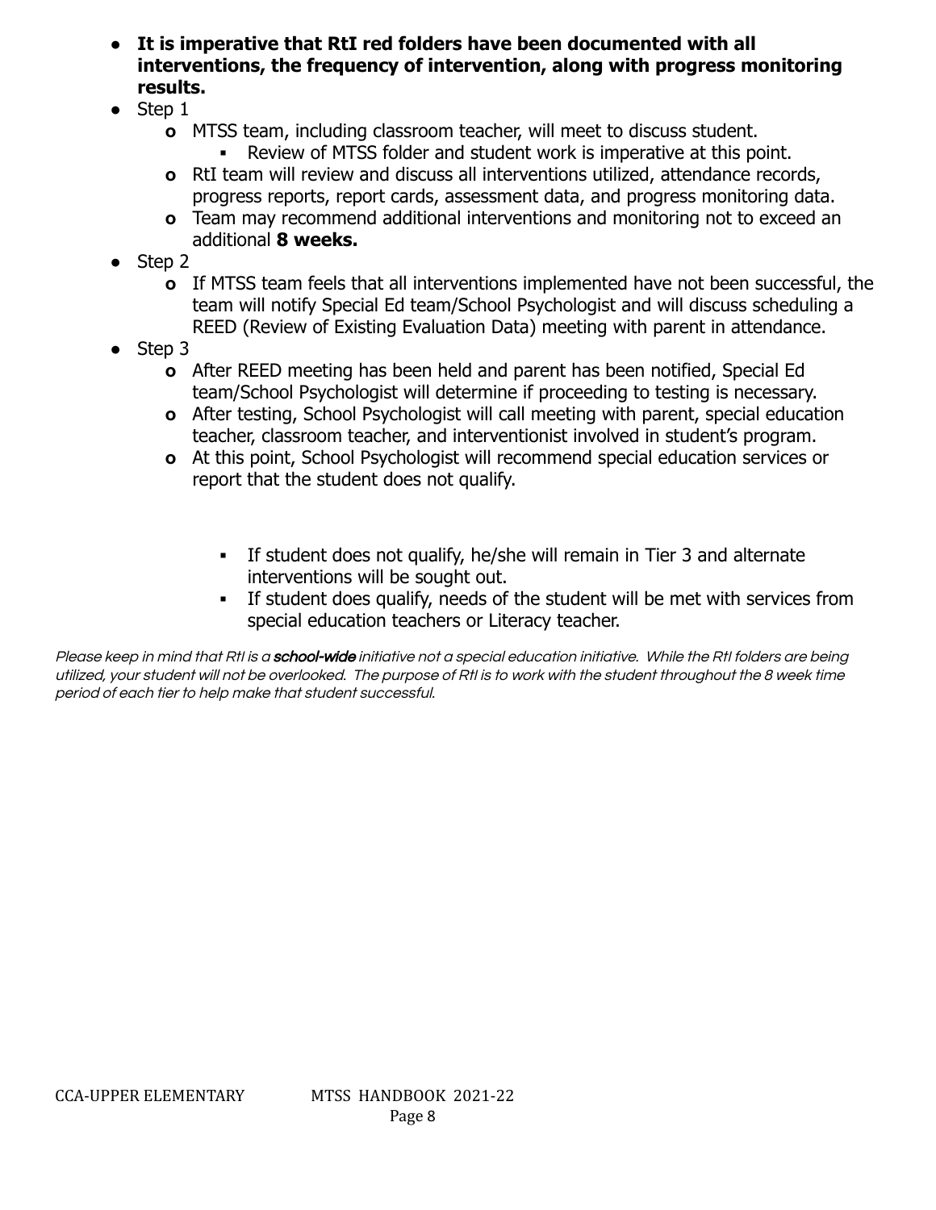- **It is imperative that RtI red folders have been documented with all interventions, the frequency of intervention, along with progress monitoring results.**
- Step 1
  - MTSS team, including classroom teacher, will meet to discuss student.
    - Review of MTSS folder and student work is imperative at this point.
  - RtI team will review and discuss all interventions utilized, attendance records, progress reports, report cards, assessment data, and progress monitoring data.
  - Team may recommend additional interventions and monitoring not to exceed an additional **8 weeks.**
- Step 2
  - If MTSS team feels that all interventions implemented have not been successful, the team will notify Special Ed team/School Psychologist and will discuss scheduling a REED (Review of Existing Evaluation Data) meeting with parent in attendance.
- Step 3
  - After REED meeting has been held and parent has been notified, Special Ed team/School Psychologist will determine if proceeding to testing is necessary.
  - After testing, School Psychologist will call meeting with parent, special education teacher, classroom teacher, and interventionist involved in student's program.
  - At this point, School Psychologist will recommend special education services or report that the student does not qualify.
    - If student does not qualify, he/she will remain in Tier 3 and alternate interventions will be sought out.
    - If student does qualify, needs of the student will be met with services from special education teachers or Literacy teacher.

*Please keep in mind that RtI is a* ***school-wide*** *initiative not a special education initiative. While the RtI folders are being utilized, your student will not be overlooked. The purpose of RtI is to work with the student throughout the 8 week time period of each tier to help make that student successful.*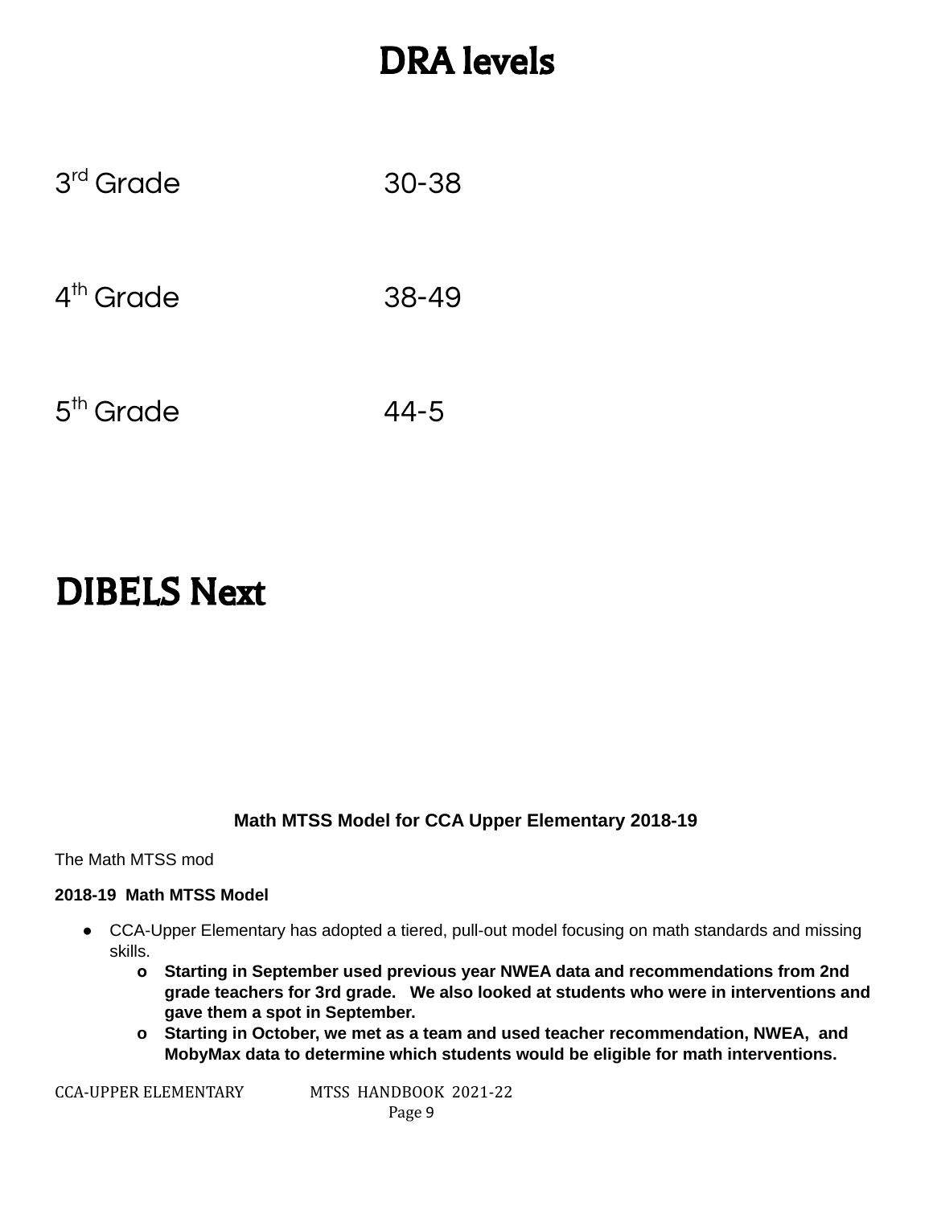# DRA levels

| | |
|---|---|
| 3rd Grade | 30-38 |
| 4th Grade | 38-49 |
| 5th Grade | 44-5 |

# DIBELS Next

**Math MTSS Model for CCA Upper Elementary 2018-19**

The Math MTSS mod

**2018-19 Math MTSS Model**

- CCA-Upper Elementary has adopted a tiered, pull-out model focusing on math standards and missing skills.
  - **Starting in September used previous year NWEA data and recommendations from 2nd grade teachers for 3rd grade. We also looked at students who were in interventions and gave them a spot in September.**
  - **Starting in October, we met as a team and used teacher recommendation, NWEA, and MobyMax data to determine which students would be eligible for math interventions.**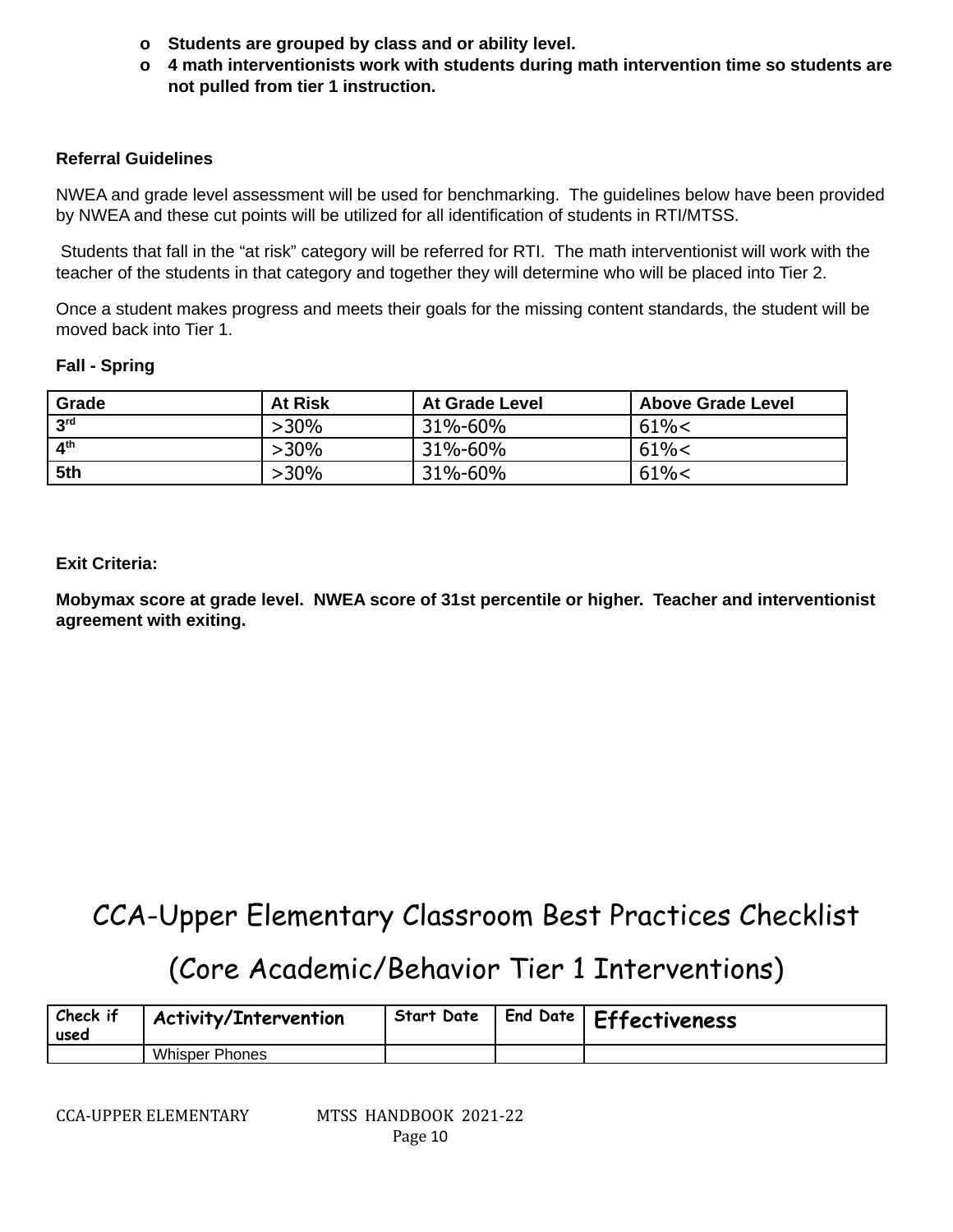- **Students are grouped by class and or ability level.**
- **4 math interventionists work with students during math intervention time so students are not pulled from tier 1 instruction.**

**Referral Guidelines**

NWEA and grade level assessment will be used for benchmarking. The guidelines below have been provided by NWEA and these cut points will be utilized for all identification of students in RTI/MTSS.

Students that fall in the "at risk" category will be referred for RTI. The math interventionist will work with the teacher of the students in that category and together they will determine who will be placed into Tier 2.

Once a student makes progress and meets their goals for the missing content standards, the student will be moved back into Tier 1.

**Fall - Spring**

| Grade | At Risk | At Grade Level | Above Grade Level |
|---|---|---|---|
| 3rd | >30% | 31%-60% | 61%< |
| 4th | >30% | 31%-60% | 61%< |
| 5th | >30% | 31%-60% | 61%< |

**Exit Criteria:**

**Mobymax score at grade level. NWEA score of 31st percentile or higher. Teacher and interventionist agreement with exiting.**

# CCA-Upper Elementary Classroom Best Practices Checklist

## (Core Academic/Behavior Tier 1 Interventions)

| Check if used | Activity/Intervention | Start Date | End Date | Effectiveness |
|---|---|---|---|---|
| | Whisper Phones | | | |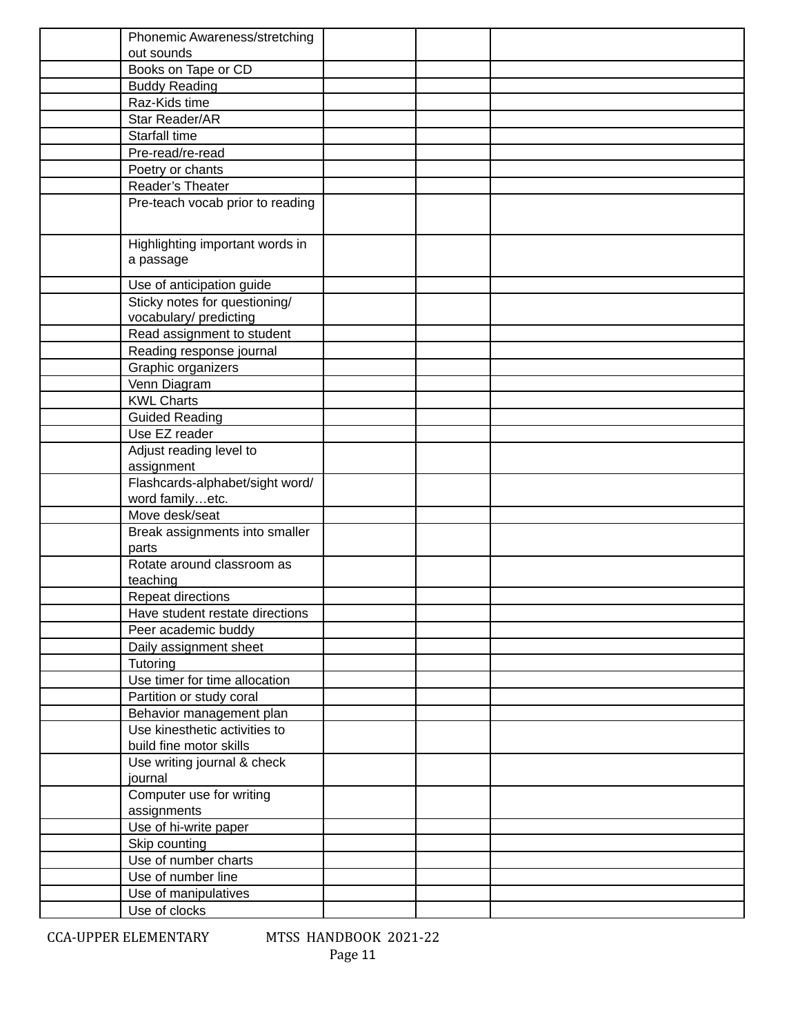| | | | | |
|---|---|---|---|---|
| | Phonemic Awareness/stretching out sounds | | | |
| | Books on Tape or CD | | | |
| | Buddy Reading | | | |
| | Raz-Kids time | | | |
| | Star Reader/AR | | | |
| | Starfall time | | | |
| | Pre-read/re-read | | | |
| | Poetry or chants | | | |
| | Reader's Theater | | | |
| | Pre-teach vocab prior to reading | | | |
| | Highlighting important words in a passage | | | |
| | Use of anticipation guide | | | |
| | Sticky notes for questioning/ vocabulary/ predicting | | | |
| | Read assignment to student | | | |
| | Reading response journal | | | |
| | Graphic organizers | | | |
| | Venn Diagram | | | |
| | KWL Charts | | | |
| | Guided Reading | | | |
| | Use EZ reader | | | |
| | Adjust reading level to assignment | | | |
| | Flashcards-alphabet/sight word/ word family…etc. | | | |
| | Move desk/seat | | | |
| | Break assignments into smaller parts | | | |
| | Rotate around classroom as teaching | | | |
| | Repeat directions | | | |
| | Have student restate directions | | | |
| | Peer academic buddy | | | |
| | Daily assignment sheet | | | |
| | Tutoring | | | |
| | Use timer for time allocation | | | |
| | Partition or study coral | | | |
| | Behavior management plan | | | |
| | Use kinesthetic activities to build fine motor skills | | | |
| | Use writing journal & check journal | | | |
| | Computer use for writing assignments | | | |
| | Use of hi-write paper | | | |
| | Skip counting | | | |
| | Use of number charts | | | |
| | Use of number line | | | |
| | Use of manipulatives | | | |
| | Use of clocks | | | |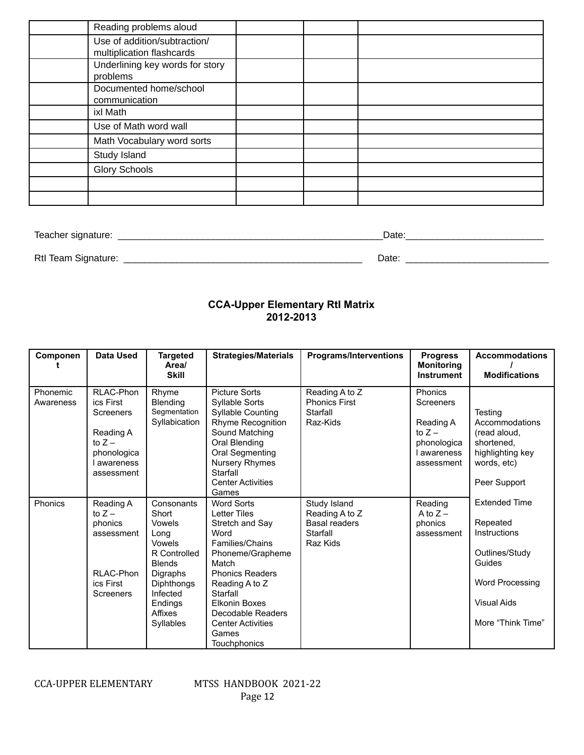| | | | | |
|---|---|---|---|---|
| | Reading problems aloud | | | |
| | Use of addition/subtraction/ multiplication flashcards | | | |
| | Underlining key words for story problems | | | |
| | Documented home/school communication | | | |
| | ixl Math | | | |
| | Use of Math word wall | | | |
| | Math Vocabulary word sorts | | | |
| | Study Island | | | |
| | Glory Schools | | | |
| | | | | |
| | | | | |

Teacher signature: ___________________________________________________Date:__________________________

RtI Team Signature: _______________________________________________ Date: ___________________________

## CCA-Upper Elementary RtI Matrix
## 2012-2013

| Component | Data Used | Targeted Area/ Skill | Strategies/Materials | Programs/Interventions | Progress Monitoring Instrument | Accommodations / Modifications |
|---|---|---|---|---|---|---|
| Phonemic Awareness | RLAC-Phonics First Screeners<br><br>Reading A to Z – phonological awareness assessment | Rhyme Blending Segmentation Syllabication | Picture Sorts<br>Syllable Sorts<br>Syllable Counting<br>Rhyme Recognition<br>Sound Matching<br>Oral Blending<br>Oral Segmenting<br>Nursery Rhymes<br>Starfall<br>Center Activities<br>Games | Reading A to Z<br>Phonics First<br>Starfall<br>Raz-Kids | Phonics Screeners<br><br>Reading A to Z – phonological awareness assessment | Testing Accommodations (read aloud, shortened, highlighting key words, etc)<br><br>Peer Support<br><br>Extended Time<br><br>Repeated Instructions<br><br>Outlines/Study Guides<br><br>Word Processing<br><br>Visual Aids<br><br>More "Think Time" |
| Phonics | Reading A to Z – phonics assessment<br><br>RLAC-Phonics First Screeners | Consonants<br>Short Vowels<br>Long Vowels<br>R Controlled<br>Blends<br>Digraphs<br>Diphthongs<br>Infected Endings<br>Affixes<br>Syllables | Word Sorts<br>Letter Tiles<br>Stretch and Say<br>Word Families/Chains<br>Phoneme/Grapheme Match<br>Phonics Readers<br>Reading A to Z<br>Starfall<br>Elkonin Boxes<br>Decodable Readers<br>Center Activities<br>Games<br>Touchphonics | Study Island<br>Reading A to Z<br>Basal readers<br>Starfall<br>Raz Kids | Reading A to Z – phonics assessment | |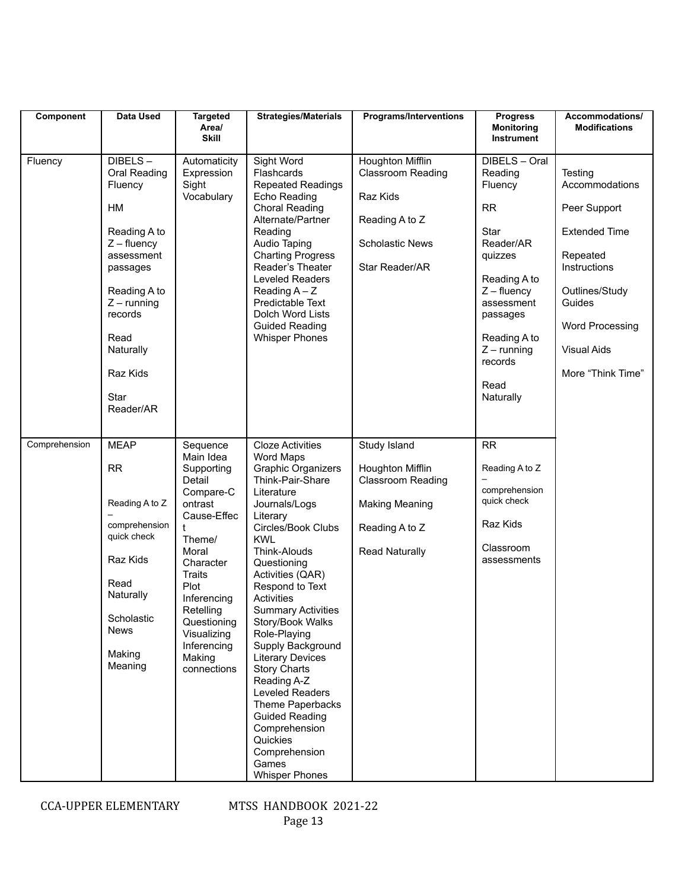| Component | Data Used | Targeted Area/ Skill | Strategies/Materials | Programs/Interventions | Progress Monitoring Instrument | Accommodations/ Modifications |
|---|---|---|---|---|---|---|
| Fluency | DIBELS – Oral Reading Fluency<br><br>HM<br><br>Reading A to Z – fluency assessment passages<br><br>Reading A to Z – running records<br><br>Read Naturally<br><br>Raz Kids<br><br>Star Reader/AR | Automaticity<br>Expression<br>Sight Vocabulary | Sight Word Flashcards<br>Repeated Readings<br>Echo Reading<br>Choral Reading<br>Alternate/Partner Reading<br>Audio Taping<br>Charting Progress<br>Reader's Theater<br>Leveled Readers<br>Reading A – Z<br>Predictable Text<br>Dolch Word Lists<br>Guided Reading<br>Whisper Phones | Houghton Mifflin Classroom Reading<br><br>Raz Kids<br><br>Reading A to Z<br><br>Scholastic News<br><br>Star Reader/AR | DIBELS – Oral Reading Fluency<br><br>RR<br><br>Star Reader/AR quizzes<br><br>Reading A to Z – fluency assessment passages<br><br>Reading A to Z – running records<br><br>Read Naturally | Testing Accommodations<br><br>Peer Support<br><br>Extended Time<br><br>Repeated Instructions<br><br>Outlines/Study Guides<br><br>Word Processing<br><br>Visual Aids<br><br>More "Think Time" |
| Comprehension | MEAP<br><br>RR<br><br>Reading A to Z – comprehension quick check<br><br>Raz Kids<br><br>Read Naturally<br><br>Scholastic News<br><br>Making Meaning | Sequence<br>Main Idea<br>Supporting Detail<br>Compare-Contrast<br>Cause-Effect<br>Theme/ Moral<br>Character Traits<br>Plot<br>Inferencing<br>Retelling<br>Questioning<br>Visualizing<br>Inferencing<br>Making connections | Cloze Activities<br>Word Maps<br>Graphic Organizers<br>Think-Pair-Share<br>Literature Journals/Logs<br>Literary Circles/Book Clubs<br>KWL<br>Think-Alouds<br>Questioning Activities (QAR)<br>Respond to Text Activities<br>Summary Activities<br>Story/Book Walks<br>Role-Playing<br>Supply Background<br>Literary Devices<br>Story Charts<br>Reading A-Z<br>Leveled Readers<br>Theme Paperbacks<br>Guided Reading<br>Comprehension Quickies<br>Comprehension Games<br>Whisper Phones | Study Island<br><br>Houghton Mifflin Classroom Reading<br><br>Making Meaning<br><br>Reading A to Z<br><br>Read Naturally | RR<br><br>Reading A to Z – comprehension quick check<br><br>Raz Kids<br><br>Classroom assessments | |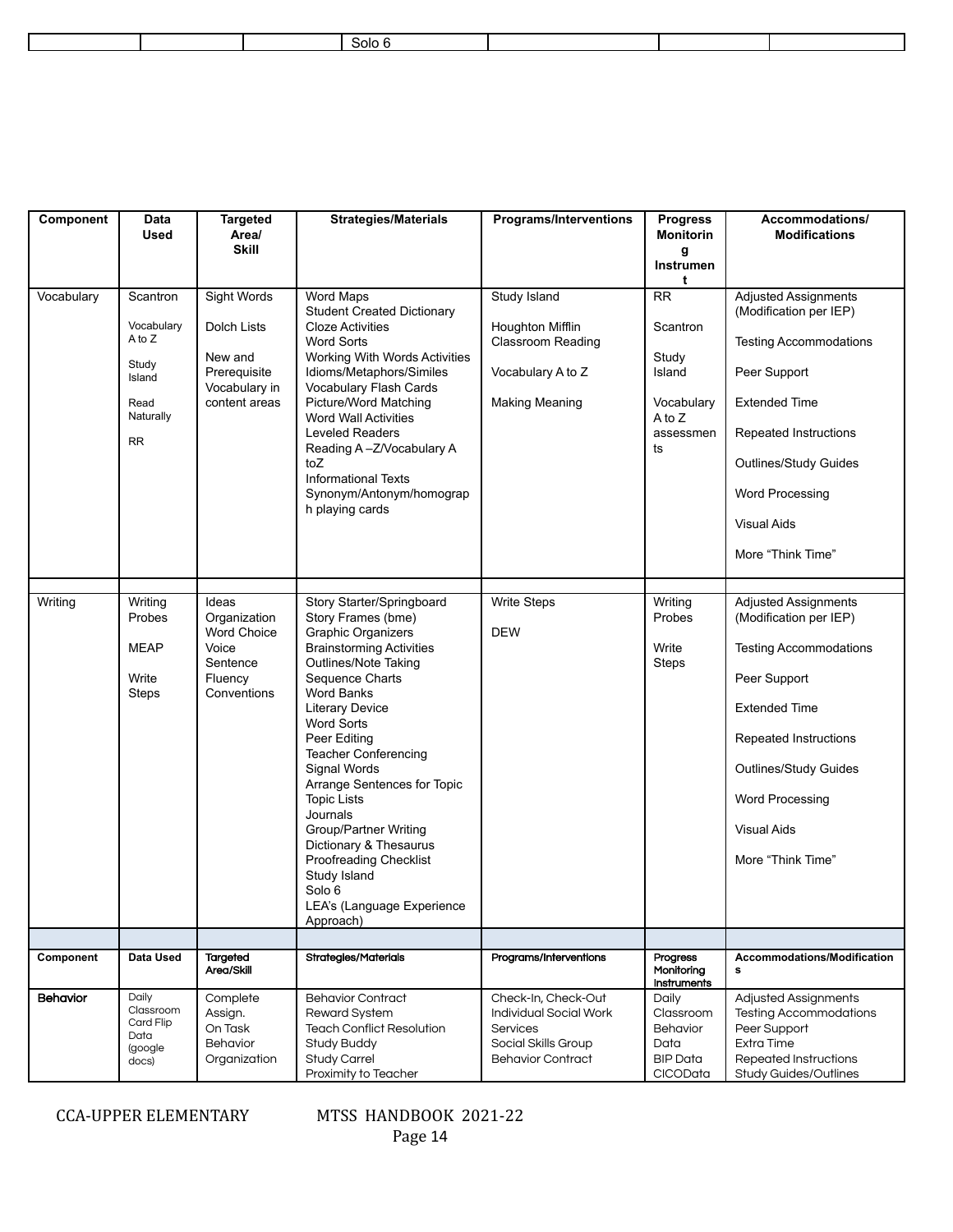| | | | Solo 6 | | | |
|---|---|---|---|---|---|---|

| Component | Data Used | Targeted Area/ Skill | Strategies/Materials | Programs/Interventions | Progress Monitoring Instrument | Accommodations/ Modifications |
|---|---|---|---|---|---|---|
| Vocabulary | Scantron<br><br>Vocabulary A to Z<br><br>Study Island<br><br>Read Naturally<br><br>RR | Sight Words<br><br>Dolch Lists<br><br>New and Prerequisite Vocabulary in content areas | Word Maps<br>Student Created Dictionary<br>Cloze Activities<br>Word Sorts<br>Working With Words Activities<br>Idioms/Metaphors/Similes<br>Vocabulary Flash Cards<br>Picture/Word Matching<br>Word Wall Activities<br>Leveled Readers<br>Reading A –Z/Vocabulary A toZ<br>Informational Texts<br>Synonym/Antonym/homograph playing cards | Study Island<br><br>Houghton Mifflin Classroom Reading<br><br>Vocabulary A to Z<br><br>Making Meaning | RR<br><br>Scantron<br><br>Study Island<br><br>Vocabulary A to Z assessments | Adjusted Assignments (Modification per IEP)<br><br>Testing Accommodations<br><br>Peer Support<br><br>Extended Time<br><br>Repeated Instructions<br><br>Outlines/Study Guides<br><br>Word Processing<br><br>Visual Aids<br><br>More “Think Time” |
| | | | | | | |
| Writing | Writing Probes<br><br>MEAP<br><br>Write Steps | Ideas<br>Organization<br>Word Choice<br>Voice<br>Sentence Fluency<br>Conventions | Story Starter/Springboard<br>Story Frames (bme)<br>Graphic Organizers<br>Brainstorming Activities<br>Outlines/Note Taking<br>Sequence Charts<br>Word Banks<br>Literary Device<br>Word Sorts<br>Peer Editing<br>Teacher Conferencing<br>Signal Words<br>Arrange Sentences for Topic<br>Topic Lists<br>Journals<br>Group/Partner Writing<br>Dictionary & Thesaurus<br>Proofreading Checklist<br>Study Island<br>Solo 6<br>LEA's (Language Experience Approach) | Write Steps<br><br>DEW | Writing Probes<br><br>Write Steps | Adjusted Assignments (Modification per IEP)<br><br>Testing Accommodations<br><br>Peer Support<br><br>Extended Time<br><br>Repeated Instructions<br><br>Outlines/Study Guides<br><br>Word Processing<br><br>Visual Aids<br><br>More “Think Time” |
| | | | | | | |
| **Component** | **Data Used** | **Targeted Area/Skill** | **Strategies/Materials** | **Programs/Interventions** | **Progress Monitoring Instruments** | **Accommodations/Modifications** |
| **Behavior** | Daily Classroom Card Flip Data (google docs) | Complete Assign.<br>On Task Behavior<br>Organization | Behavior Contract<br>Reward System<br>Teach Conflict Resolution<br>Study Buddy<br>Study Carrel<br>Proximity to Teacher | Check-In, Check-Out<br>Individual Social Work Services<br>Social Skills Group<br>Behavior Contract | Daily Classroom Behavior Data<br>BIP Data<br>CICOData | Adjusted Assignments<br>Testing Accommodations<br>Peer Support<br>Extra Time<br>Repeated Instructions<br>Study Guides/Outlines |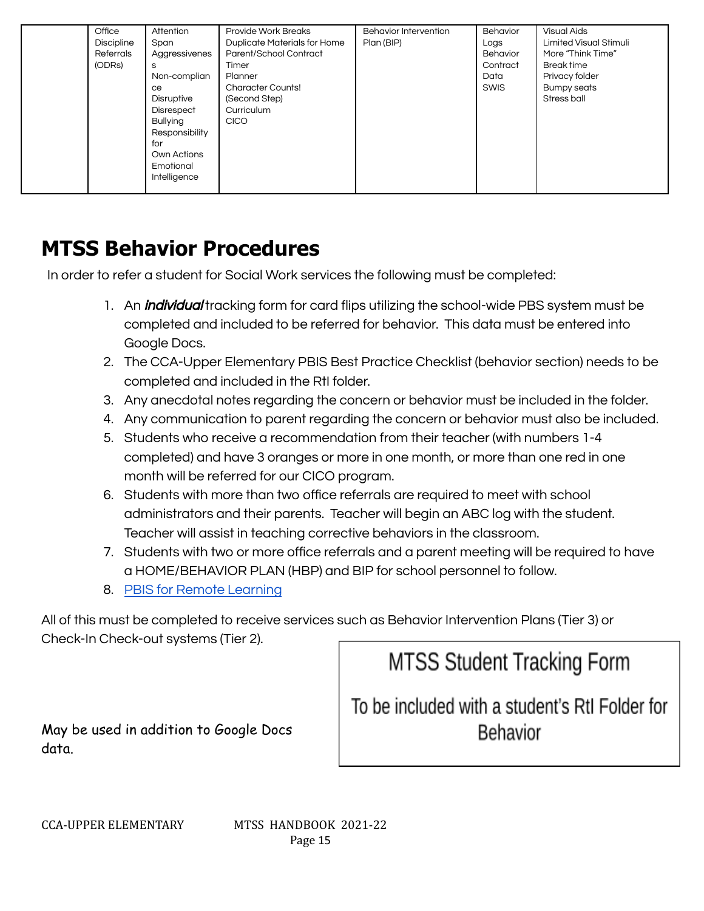|  | Office Discipline Referrals (ODRs) | Attention Span<br>Aggressiveness<br>Non-compliance<br>Disruptive<br>Disrespect<br>Bullying<br>Responsibility for Own Actions<br>Emotional Intelligence | Provide Work Breaks<br>Duplicate Materials for Home<br>Parent/School Contract<br>Timer<br>Planner<br>Character Counts! (Second Step) Curriculum<br>CICO | Behavior Intervention Plan (BIP) | Behavior Logs<br>Behavior Contract Data<br>SWIS | Visual Aids<br>Limited Visual Stimuli<br>More "Think Time"<br>Break time<br>Privacy folder<br>Bumpy seats<br>Stress ball |
|---|---|---|---|---|---|---|

# MTSS Behavior Procedures

In order to refer a student for Social Work services the following must be completed:

1. An ***individual*** tracking form for card flips utilizing the school-wide PBS system must be completed and included to be referred for behavior. This data must be entered into Google Docs.
2. The CCA-Upper Elementary PBIS Best Practice Checklist (behavior section) needs to be completed and included in the RtI folder.
3. Any anecdotal notes regarding the concern or behavior must be included in the folder.
4. Any communication to parent regarding the concern or behavior must also be included.
5. Students who receive a recommendation from their teacher (with numbers 1-4 completed) and have 3 oranges or more in one month, or more than one red in one month will be referred for our CICO program.
6. Students with more than two office referrals are required to meet with school administrators and their parents. Teacher will begin an ABC log with the student. Teacher will assist in teaching corrective behaviors in the classroom.
7. Students with two or more office referrals and a parent meeting will be required to have a HOME/BEHAVIOR PLAN (HBP) and BIP for school personnel to follow.
8. [PBIS for Remote Learning]()

All of this must be completed to receive services such as Behavior Intervention Plans (Tier 3) or Check-In Check-out systems (Tier 2).

May be used in addition to Google Docs data.

| MTSS Student Tracking Form |
|---|
| To be included with a student's RtI Folder for Behavior |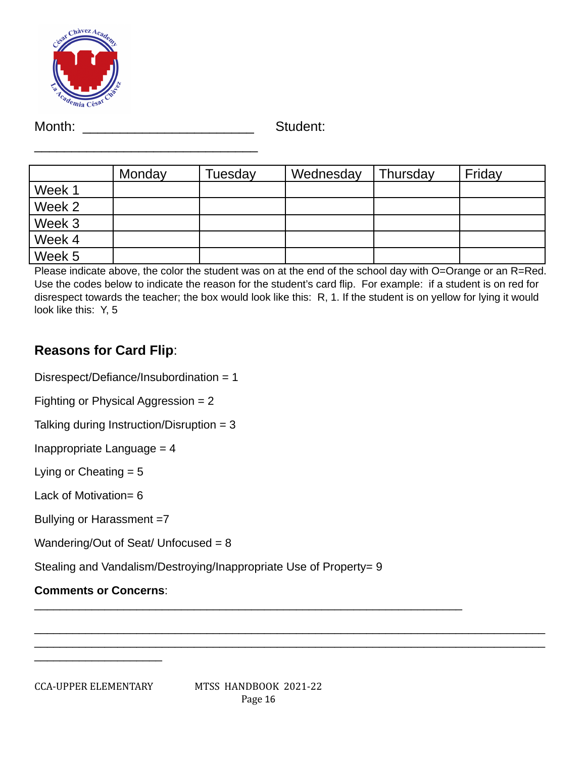Month: ______________________ Student: ______________________________

| | Monday | Tuesday | Wednesday | Thursday | Friday |
|---|---|---|---|---|---|
| Week 1 | | | | | |
| Week 2 | | | | | |
| Week 3 | | | | | |
| Week 4 | | | | | |
| Week 5 | | | | | |

Please indicate above, the color the student was on at the end of the school day with O=Orange or an R=Red. Use the codes below to indicate the reason for the student's card flip. For example: if a student is on red for disrespect towards the teacher; the box would look like this: R, 1. If the student is on yellow for lying it would look like this: Y, 5

## **Reasons for Card Flip**:

Disrespect/Defiance/Insubordination = 1

Fighting or Physical Aggression = 2

Talking during Instruction/Disruption = 3

Inappropriate Language = 4

Lying or Cheating = 5

Lack of Motivation= 6

Bullying or Harassment =7

Wandering/Out of Seat/ Unfocused = 8

Stealing and Vandalism/Destroying/Inappropriate Use of Property= 9

**Comments or Concerns**: _______________________________________________________

__________________________________________________________________________________

__________________________________________________________________________________

____________________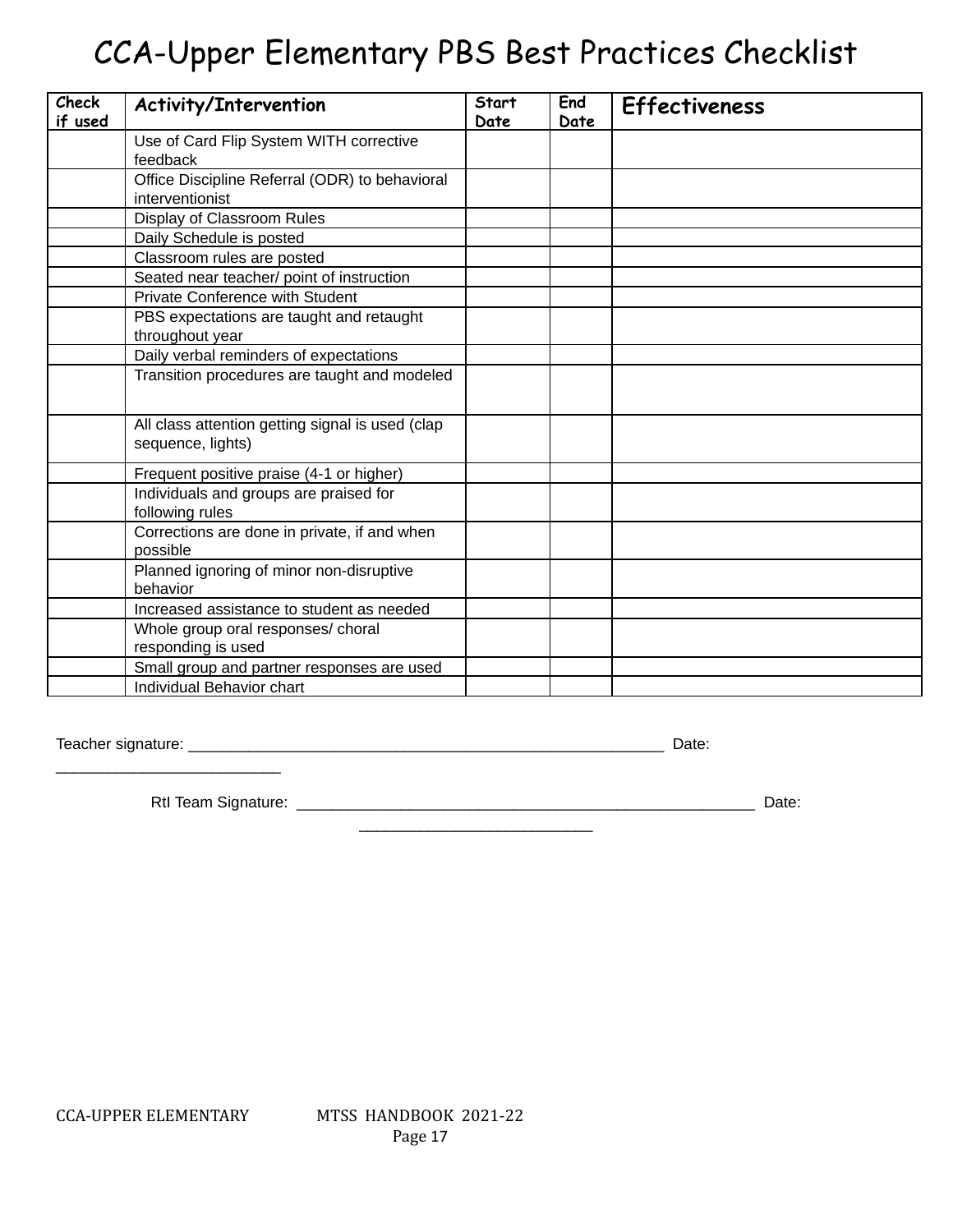# CCA-Upper Elementary PBS Best Practices Checklist

| Check if used | Activity/Intervention | Start Date | End Date | Effectiveness |
|---|---|---|---|---|
| | Use of Card Flip System WITH corrective feedback | | | |
| | Office Discipline Referral (ODR) to behavioral interventionist | | | |
| | Display of Classroom Rules | | | |
| | Daily Schedule is posted | | | |
| | Classroom rules are posted | | | |
| | Seated near teacher/ point of instruction | | | |
| | Private Conference with Student | | | |
| | PBS expectations are taught and retaught throughout year | | | |
| | Daily verbal reminders of expectations | | | |
| | Transition procedures are taught and modeled | | | |
| | All class attention getting signal is used (clap sequence, lights) | | | |
| | Frequent positive praise (4-1 or higher) | | | |
| | Individuals and groups are praised for following rules | | | |
| | Corrections are done in private, if and when possible | | | |
| | Planned ignoring of minor non-disruptive behavior | | | |
| | Increased assistance to student as needed | | | |
| | Whole group oral responses/ choral responding is used | | | |
| | Small group and partner responses are used | | | |
| | Individual Behavior chart | | | |

Teacher signature: ___________________________________________________________ Date: ___________________________

RtI Team Signature: __________________________________________________________ Date: ___________________________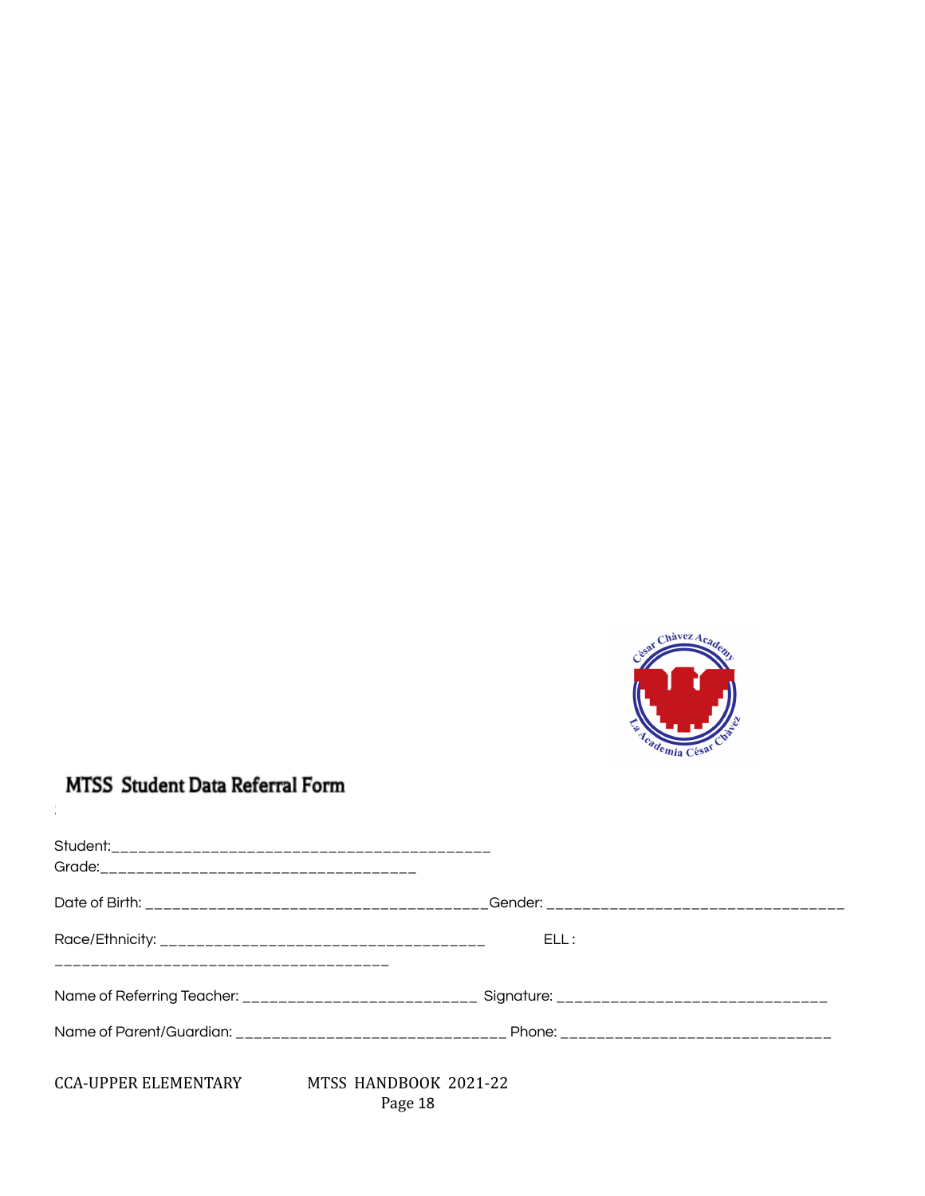## MTSS Student Data Referral Form

Student:__________________________________________
Grade:___________________________________

Date of Birth: _______________________________________Gender: _________________________________

Race/Ethnicity: ____________________________________ ELL :
_____________________________________

Name of Referring Teacher: ___________________________ Signature: ______________________________

Name of Parent/Guardian: ______________________________ Phone: ______________________________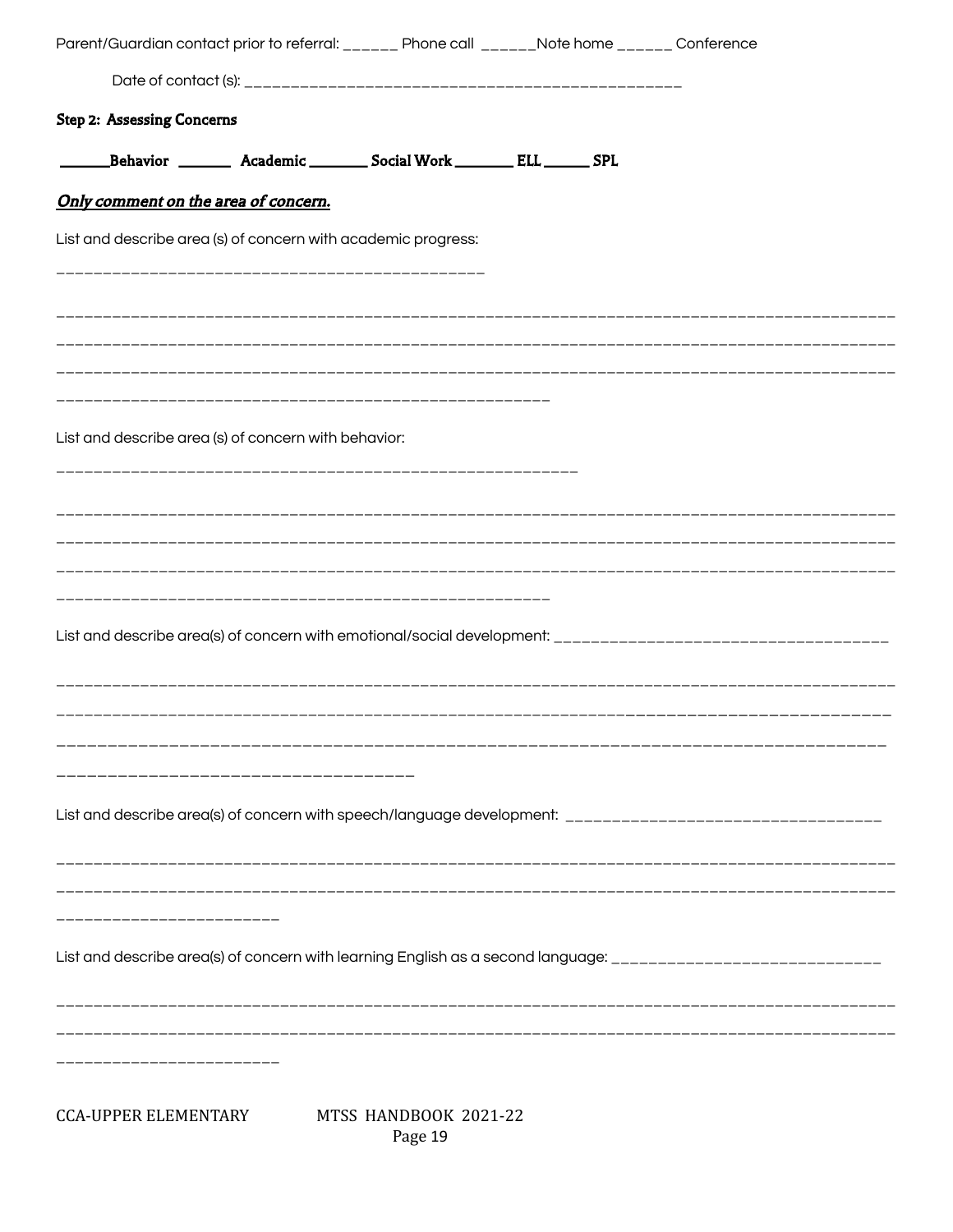Parent/Guardian contact prior to referral: ______ Phone call ______Note home ______ Conference

Date of contact (s): ______________________________________________

**Step 2: Assessing Concerns**

**______Behavior _______ Academic _______ Social Work _______ ELL ______ SPL**

***Only comment on the area of concern.***

List and describe area (s) of concern with academic progress:

______________________________________________

________________________________________________________________________________________________

________________________________________________________________________________________________

________________________________________________________________________________________________

______________________________________________________

List and describe area (s) of concern with behavior:

__________________________________________________________

________________________________________________________________________________________________

________________________________________________________________________________________________

________________________________________________________________________________________________

______________________________________________________

List and describe area(s) of concern with emotional/social development: ____________________________________

________________________________________________________________________________________________

________________________________________________________________________________________________

________________________________________________________________________________________________

____________________________________

List and describe area(s) of concern with speech/language development: __________________________________

________________________________________________________________________________________________

________________________________________________________________________________________________

_______________________

List and describe area(s) of concern with learning English as a second language: _____________________________

________________________________________________________________________________________________

________________________________________________________________________________________________

_______________________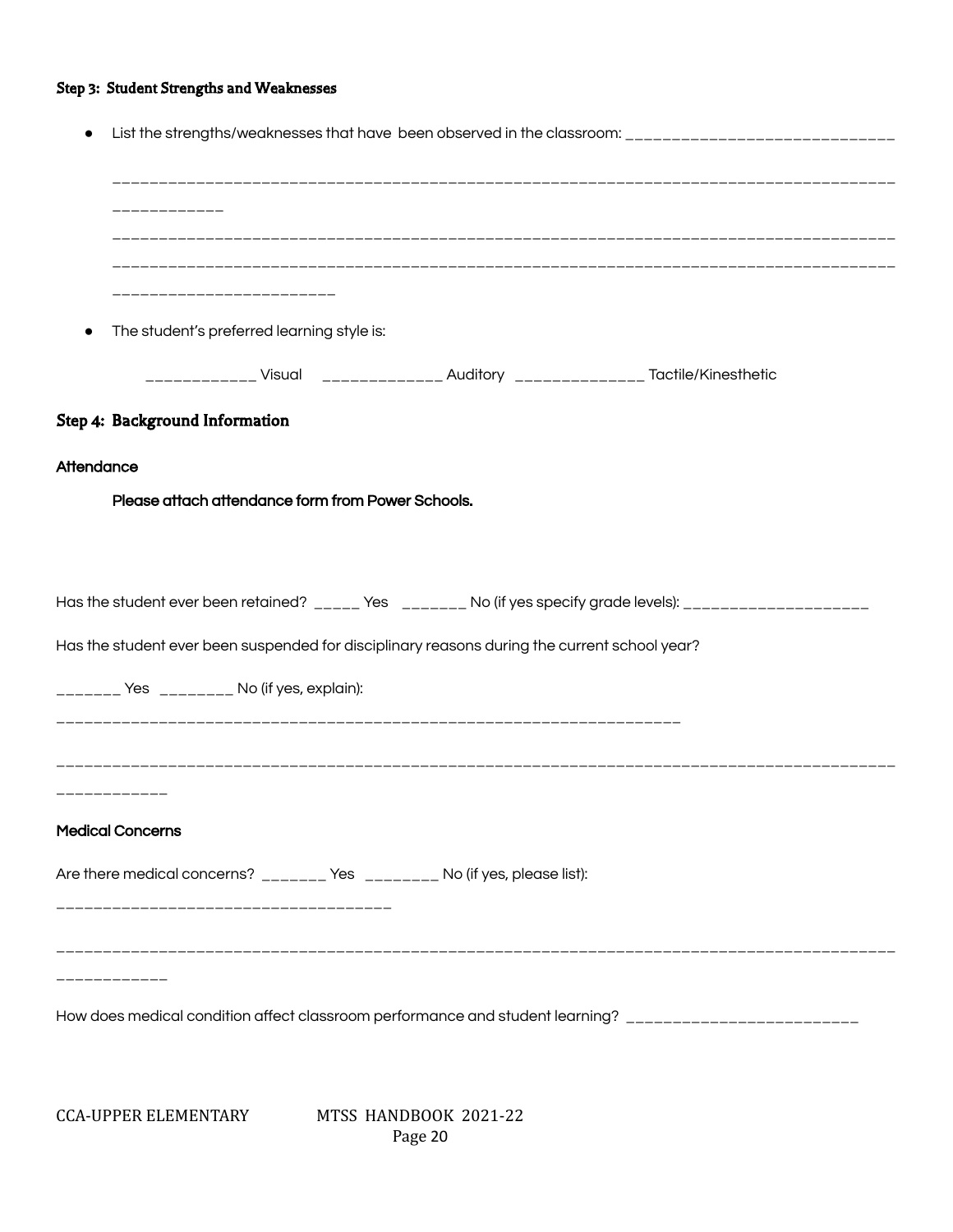### Step 3: Student Strengths and Weaknesses

- List the strengths/weaknesses that have been observed in the classroom: ______________________________

  ________________________________________________________________________________________
  ____________

  ________________________________________________________________________________________
  ________________________________________________________________________________________
  ________________________

- The student's preferred learning style is:

  ____________ Visual ______________ Auditory ______________ Tactile/Kinesthetic

## Step 4: Background Information

**Attendance**

**Please attach attendance form from Power Schools.**

Has the student ever been retained? _____ Yes _______ No (if yes specify grade levels): ____________________

Has the student ever been suspended for disciplinary reasons during the current school year?

_______ Yes ________ No (if yes, explain):

____________________________________________________________________

____________________________________________________________________________________________
____________

**Medical Concerns**

Are there medical concerns? _______ Yes ________ No (if yes, please list):

____________________________________

____________________________________________________________________________________________
____________

How does medical condition affect classroom performance and student learning? _________________________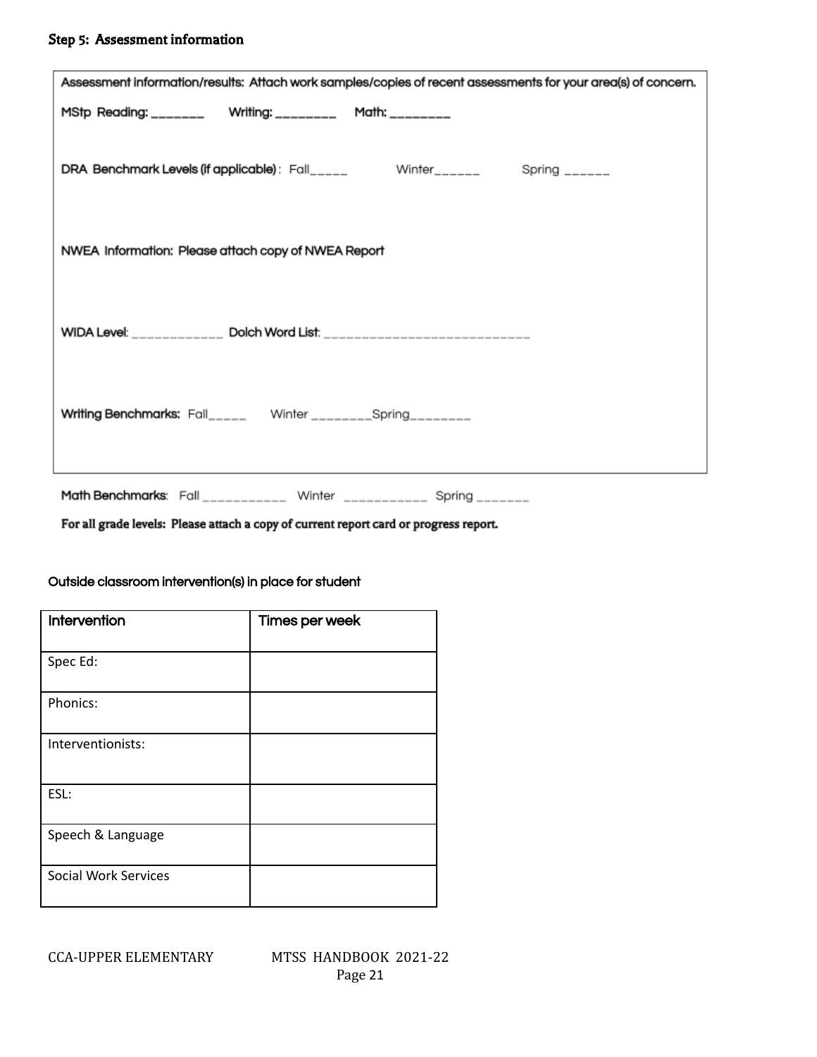**Step 5: Assessment information**

Assessment information/results: Attach work samples/copies of recent assessments for your area(s) of concern.

MStp Reading: _______ Writing: ________ Math: ________

DRA Benchmark Levels (if applicable): Fall_____ Winter______ Spring ______

NWEA Information: Please attach copy of NWEA Report

WIDA Level: ____________ Dolch Word List: ___________________________

Writing Benchmarks: Fall_____ Winter ________Spring________

Math Benchmarks: Fall ___________ Winter ___________ Spring _______

**For all grade levels: Please attach a copy of current report card or progress report.**

Outside classroom intervention(s) in place for student

| Intervention | Times per week |
| --- | --- |
| Spec Ed: | |
| Phonics: | |
| Interventionists: | |
| ESL: | |
| Speech & Language | |
| Social Work Services | |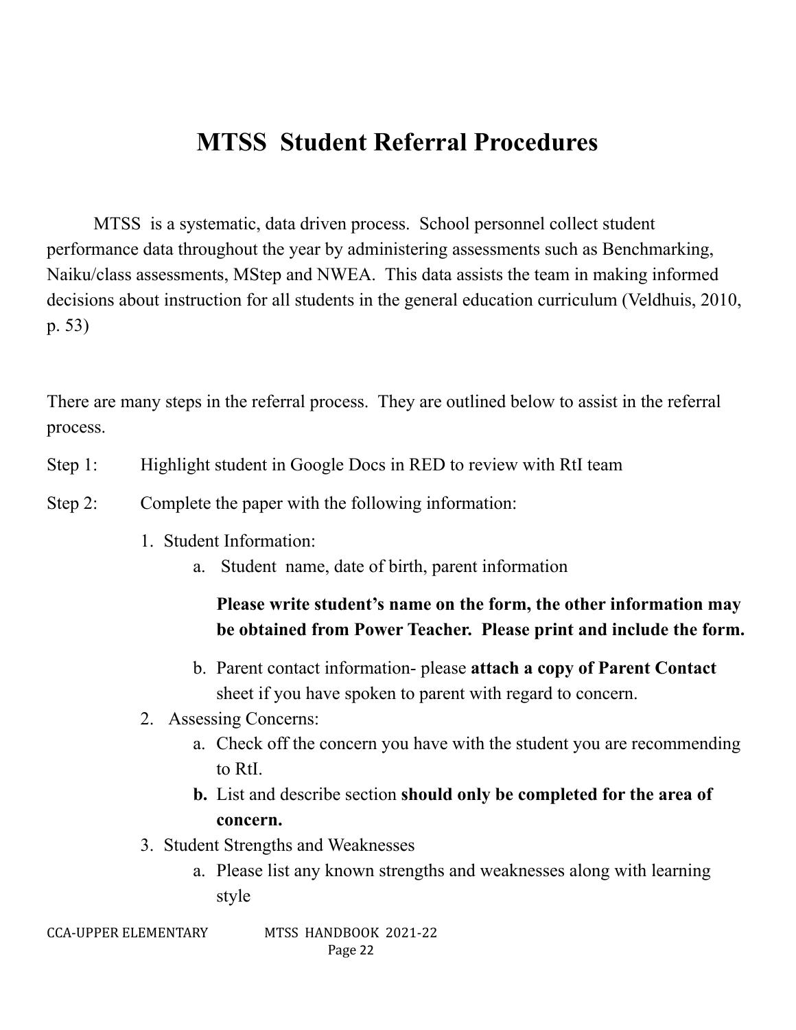# MTSS Student Referral Procedures

MTSS is a systematic, data driven process. School personnel collect student performance data throughout the year by administering assessments such as Benchmarking, Naiku/class assessments, MStep and NWEA. This data assists the team in making informed decisions about instruction for all students in the general education curriculum (Veldhuis, 2010, p. 53)

There are many steps in the referral process. They are outlined below to assist in the referral process.

Step 1: Highlight student in Google Docs in RED to review with RtI team

Step 2: Complete the paper with the following information:

1. Student Information:
    a. Student name, date of birth, parent information

       **Please write student's name on the form, the other information may be obtained from Power Teacher. Please print and include the form.**

    b. Parent contact information- please **attach a copy of Parent Contact** sheet if you have spoken to parent with regard to concern.
2. Assessing Concerns:
    a. Check off the concern you have with the student you are recommending to RtI.
    **b.** List and describe section **should only be completed for the area of concern.**
3. Student Strengths and Weaknesses
    a. Please list any known strengths and weaknesses along with learning style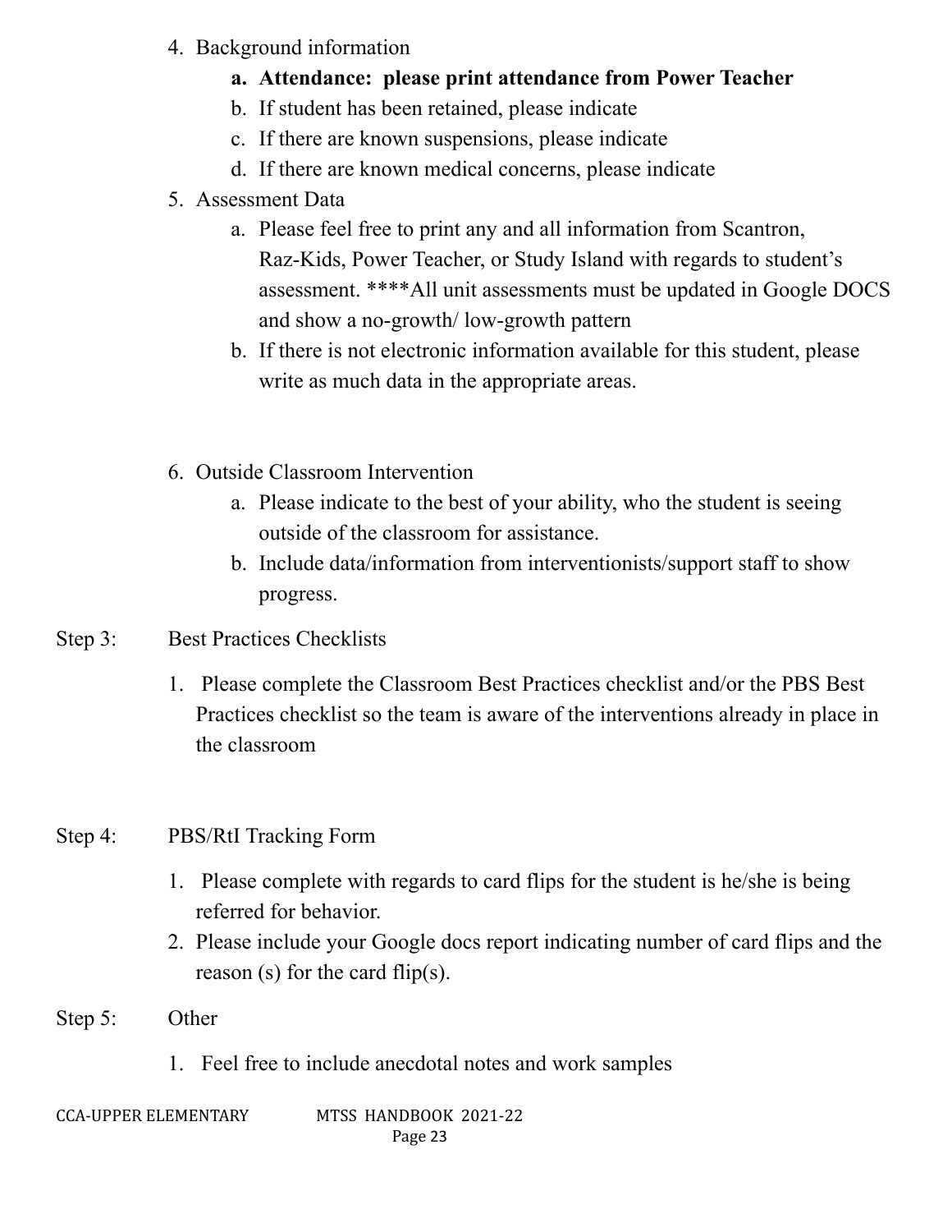4. Background information
    a. **Attendance: please print attendance from Power Teacher**
    b. If student has been retained, please indicate
    c. If there are known suspensions, please indicate
    d. If there are known medical concerns, please indicate
5. Assessment Data
    a. Please feel free to print any and all information from Scantron, Raz-Kids, Power Teacher, or Study Island with regards to student's assessment. ****All unit assessments must be updated in Google DOCS and show a no-growth/ low-growth pattern
    b. If there is not electronic information available for this student, please write as much data in the appropriate areas.

6. Outside Classroom Intervention
    a. Please indicate to the best of your ability, who the student is seeing outside of the classroom for assistance.
    b. Include data/information from interventionists/support staff to show progress.

Step 3: Best Practices Checklists

1. Please complete the Classroom Best Practices checklist and/or the PBS Best Practices checklist so the team is aware of the interventions already in place in the classroom

Step 4: PBS/RtI Tracking Form

1. Please complete with regards to card flips for the student is he/she is being referred for behavior.
2. Please include your Google docs report indicating number of card flips and the reason (s) for the card flip(s).

Step 5: Other

1. Feel free to include anecdotal notes and work samples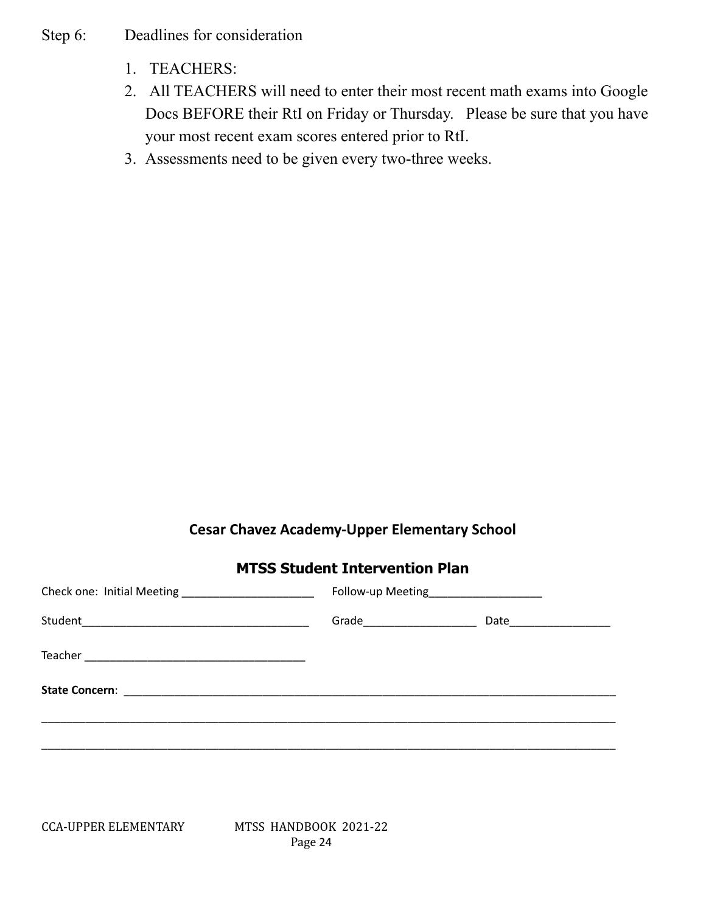Step 6: Deadlines for consideration

1. TEACHERS:
2. All TEACHERS will need to enter their most recent math exams into Google Docs BEFORE their RtI on Friday or Thursday. Please be sure that you have your most recent exam scores entered prior to RtI.
3. Assessments need to be given every two-three weeks.

## Cesar Chavez Academy-Upper Elementary School

## MTSS Student Intervention Plan

Check one: Initial Meeting ______________________ Follow-up Meeting__________________

Student_____________________________________ Grade__________________ Date________________

Teacher ___________________________________

**State Concern**: ___________________________________________________________________________

_____________________________________________________________________________________________

_____________________________________________________________________________________________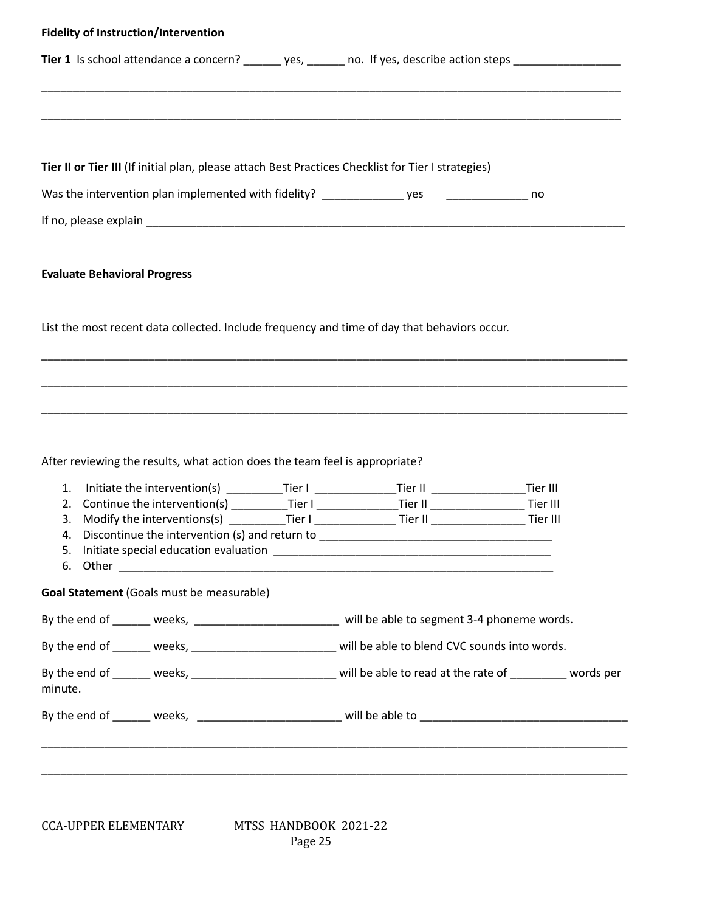**Fidelity of Instruction/Intervention**

**Tier 1** Is school attendance a concern? ______ yes, ______ no. If yes, describe action steps _________________

______________________________________________________________________________________________

______________________________________________________________________________________________

**Tier II or Tier III** (If initial plan, please attach Best Practices Checklist for Tier I strategies)

Was the intervention plan implemented with fidelity? _____________ yes _____________ no

If no, please explain ________________________________________________________________________________

**Evaluate Behavioral Progress**

List the most recent data collected. Include frequency and time of day that behaviors occur.

______________________________________________________________________________________________

______________________________________________________________________________________________

______________________________________________________________________________________________

After reviewing the results, what action does the team feel is appropriate?

1. Initiate the intervention(s) _________Tier I _____________Tier II _______________Tier III
2. Continue the intervention(s) _________Tier I _____________Tier II _______________ Tier III
3. Modify the interventions(s) _________Tier I _____________ Tier II _______________ Tier III
4. Discontinue the intervention (s) and return to _____________________________________
5. Initiate special education evaluation _____________________________________________
6. Other _________________________________________________________________________

**Goal Statement** (Goals must be measurable)

By the end of ______ weeks, _______________________ will be able to segment 3-4 phoneme words.

By the end of ______ weeks, _______________________ will be able to blend CVC sounds into words.

By the end of ______ weeks, _______________________ will be able to read at the rate of _________ words per minute.

By the end of ______ weeks, _______________________ will be able to _________________________________

______________________________________________________________________________________________

______________________________________________________________________________________________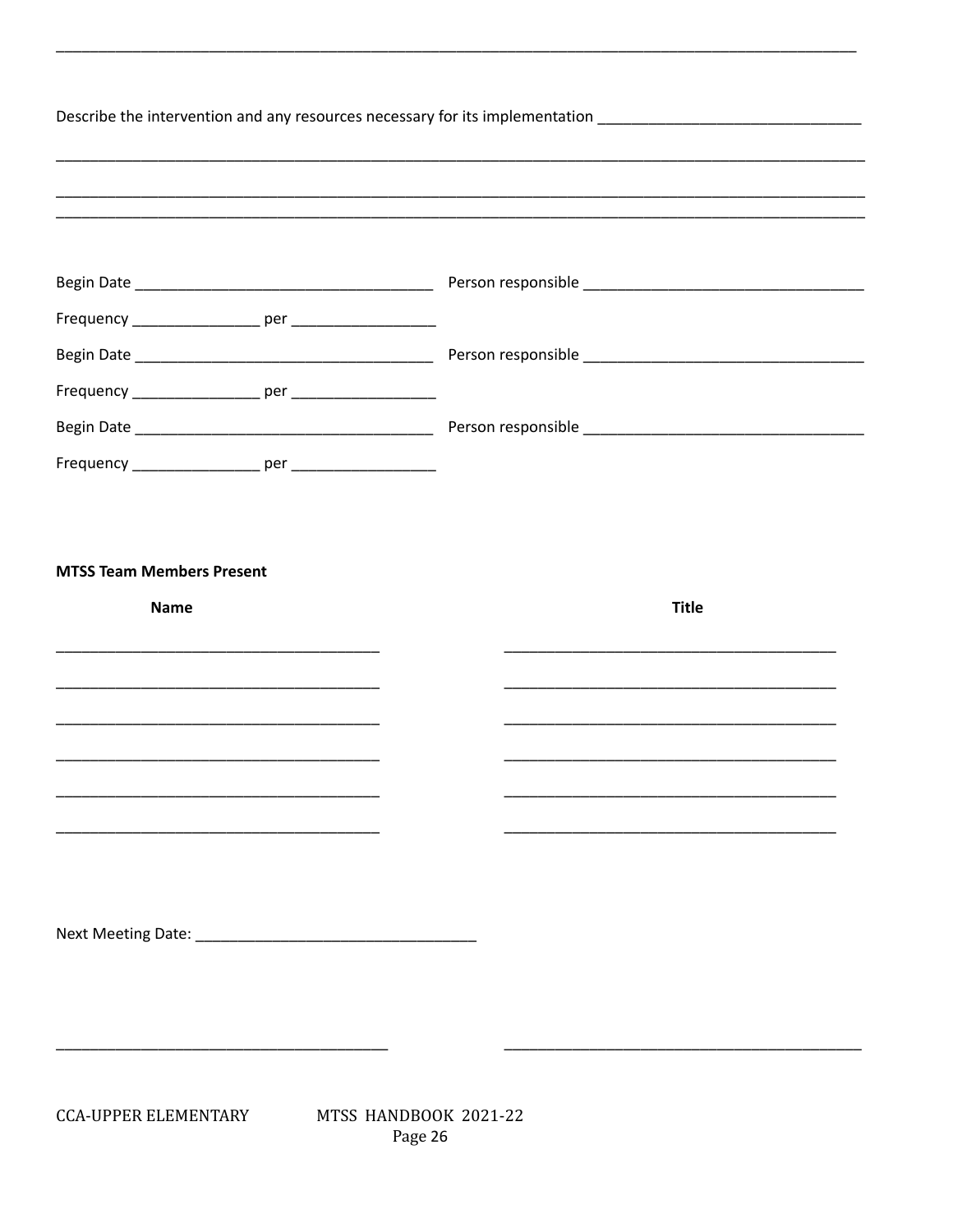________________________________________________________________________________________________

Describe the intervention and any resources necessary for its implementation ______________________________

________________________________________________________________________________________________

________________________________________________________________________________________________

________________________________________________________________________________________________

Begin Date ___________________________________ Person responsible _________________________________

Frequency _______________ per _________________

Begin Date ___________________________________ Person responsible _________________________________

Frequency _______________ per _________________

Begin Date ___________________________________ Person responsible _________________________________

Frequency _______________ per _________________

**MTSS Team Members Present**

| **Name** | **Title** |
| --- | --- |
| ______________________________________ | ______________________________________ |
| ______________________________________ | ______________________________________ |
| ______________________________________ | ______________________________________ |
| ______________________________________ | ______________________________________ |
| ______________________________________ | ______________________________________ |
| ______________________________________ | ______________________________________ |

Next Meeting Date: _________________________________

_______________________________________ ________________________________________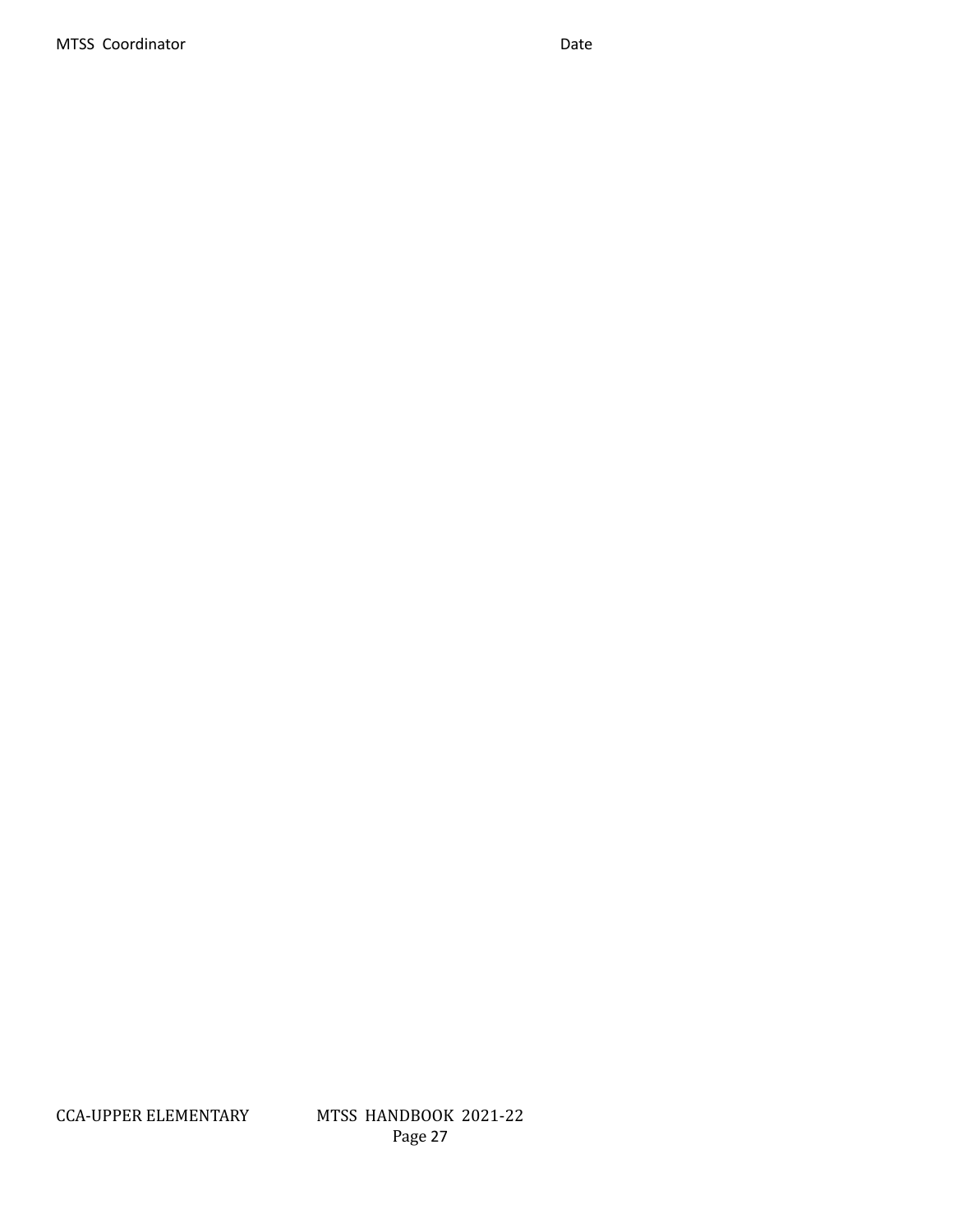MTSS Coordinator Date